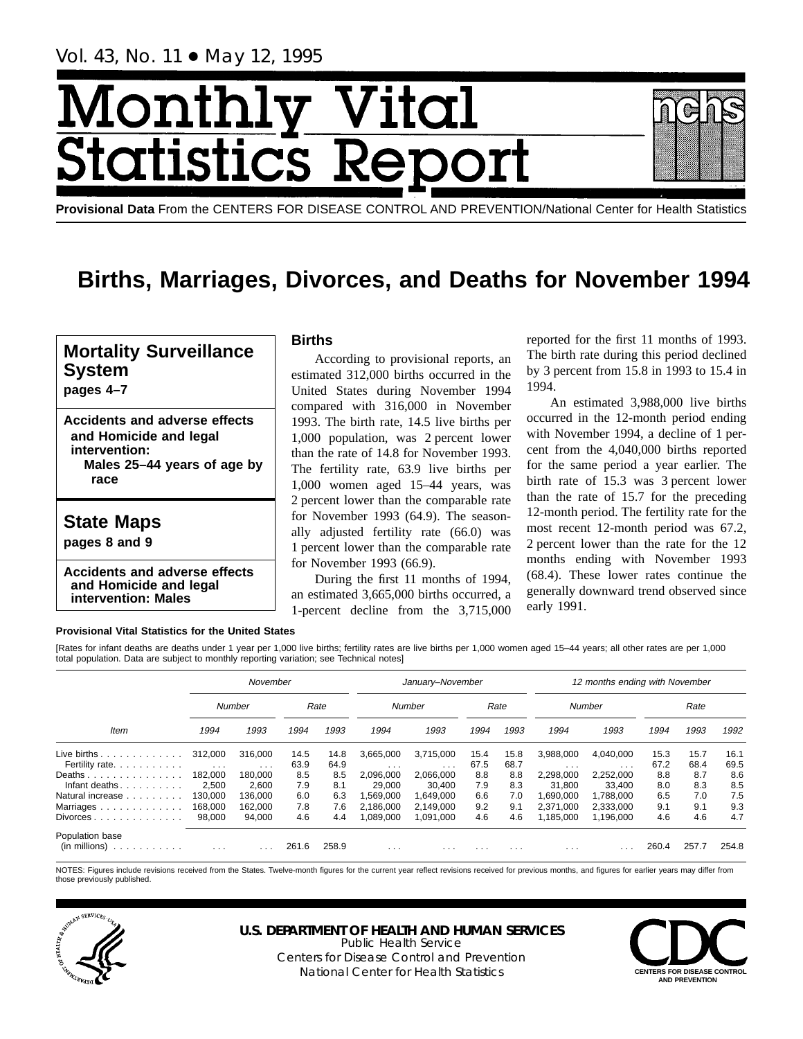Vol. 43, No. 11 • May 12, 1995

# Monthly Vital Statistics Report

**Provisional Data** From the CENTERS FOR DISEASE CONTROL AND PREVENTION/National Center for Health Statistics

# Births, Marriages, Divorces, and Deaths for November 1994

## Mortality Surveillance System

**pages 4–7**

**Accidents and adverse effects and Homicide and legal intervention: Males 25–44 years of age by race**

## State Maps

**pages 8 and 9**

**Accidents and adverse effects and Homicide and legal intervention: Males**

### Births

According to provisional reports, an estimated 312,000 births occurred in the United States during November 1994 compared with 316,000 in November 1993. The birth rate, 14.5 live births per 1,000 population, was 2 percent lower than the rate of 14.8 for November 1993. The fertility rate, 63.9 live births per 1,000 women aged 15–44 years, was 2 percent lower than the comparable rate for November 1993 (64.9). The seasonally adjusted fertility rate (66.0) was 1 percent lower than the comparable rate for November 1993 (66.9).

During the first 11 months of 1994, an estimated 3,665,000 births occurred, a 1-percent decline from the 3,715,000 reported for the first 11 months of 1993. The birth rate during this period declined by 3 percent from 15.8 in 1993 to 15.4 in 1994.

An estimated 3,988,000 live births occurred in the 12-month period ending with November 1994, a decline of 1 percent from the 4,040,000 births reported for the same period a year earlier. The birth rate of 15.3 was 3 percent lower than the rate of 15.7 for the preceding 12-month period. The fertility rate for the most recent 12-month period was 67.2, 2 percent lower than the rate for the 12 months ending with November 1993 (68.4). These lower rates continue the generally downward trend observed since early 1991.

**Provisional Vital Statistics for the United States**

[Rates for infant deaths are deaths under 1 year per 1,000 live births; fertility rates are live births per 1,000 women aged 15–44 years; all other rates are per 1,000 total population. Data are subject to monthly reporting variation; see Technical notes]

| Item | November | | | | January–November | | | | 12 months ending with November | | | | |
|---|---|---|---|---|---|---|---|---|---|---|---|---|---|
| | Number | | Rate | | Number | | Rate | | Number | | Rate | | |
| | 1994 | 1993 | 1994 | 1993 | 1994 | 1993 | 1994 | 1993 | 1994 | 1993 | 1994 | 1993 | 1992 |
| Live births | 312,000 | 316,000 | 14.5 | 14.8 | 3,665,000 | 3,715,000 | 15.4 | 15.8 | 3,988,000 | 4,040,000 | 15.3 | 15.7 | 16.1 |
| Fertility rate | . . . | . . . | 63.9 | 64.9 | . . . | . . . | 67.5 | 68.7 | . . . | . . . | 67.2 | 68.4 | 69.5 |
| Deaths | 182,000 | 180,000 | 8.5 | 8.5 | 2,096,000 | 2,066,000 | 8.8 | 8.8 | 2,298,000 | 2,252,000 | 8.8 | 8.7 | 8.6 |
| Infant deaths | 2,500 | 2,600 | 7.9 | 8.1 | 29,000 | 30,400 | 7.9 | 8.3 | 31,800 | 33,400 | 8.0 | 8.3 | 8.5 |
| Natural increase | 130,000 | 136,000 | 6.0 | 6.3 | 1,569,000 | 1,649,000 | 6.6 | 7.0 | 1,690,000 | 1,788,000 | 6.5 | 7.0 | 7.5 |
| Marriages | 168,000 | 162,000 | 7.8 | 7.6 | 2,186,000 | 2,149,000 | 9.2 | 9.1 | 2,371,000 | 2,333,000 | 9.1 | 9.1 | 9.3 |
| Divorces | 98,000 | 94,000 | 4.6 | 4.4 | 1,089,000 | 1,091,000 | 4.6 | 4.6 | 1,185,000 | 1,196,000 | 4.6 | 4.6 | 4.7 |
| Population base (in millions) | . . . | . . . | 261.6 | 258.9 | . . . | . . . | . . . | . . . | . . . | . . . | 260.4 | 257.7 | 254.8 |

NOTES: Figures include revisions received from the States. Twelve-month figures for the current year reflect revisions received for previous months, and figures for earlier years may differ from those previously published.

**U.S. DEPARTMENT OF HEALTH AND HUMAN SERVICES**
Public Health Service
Centers for Disease Control and Prevention
National Center for Health Statistics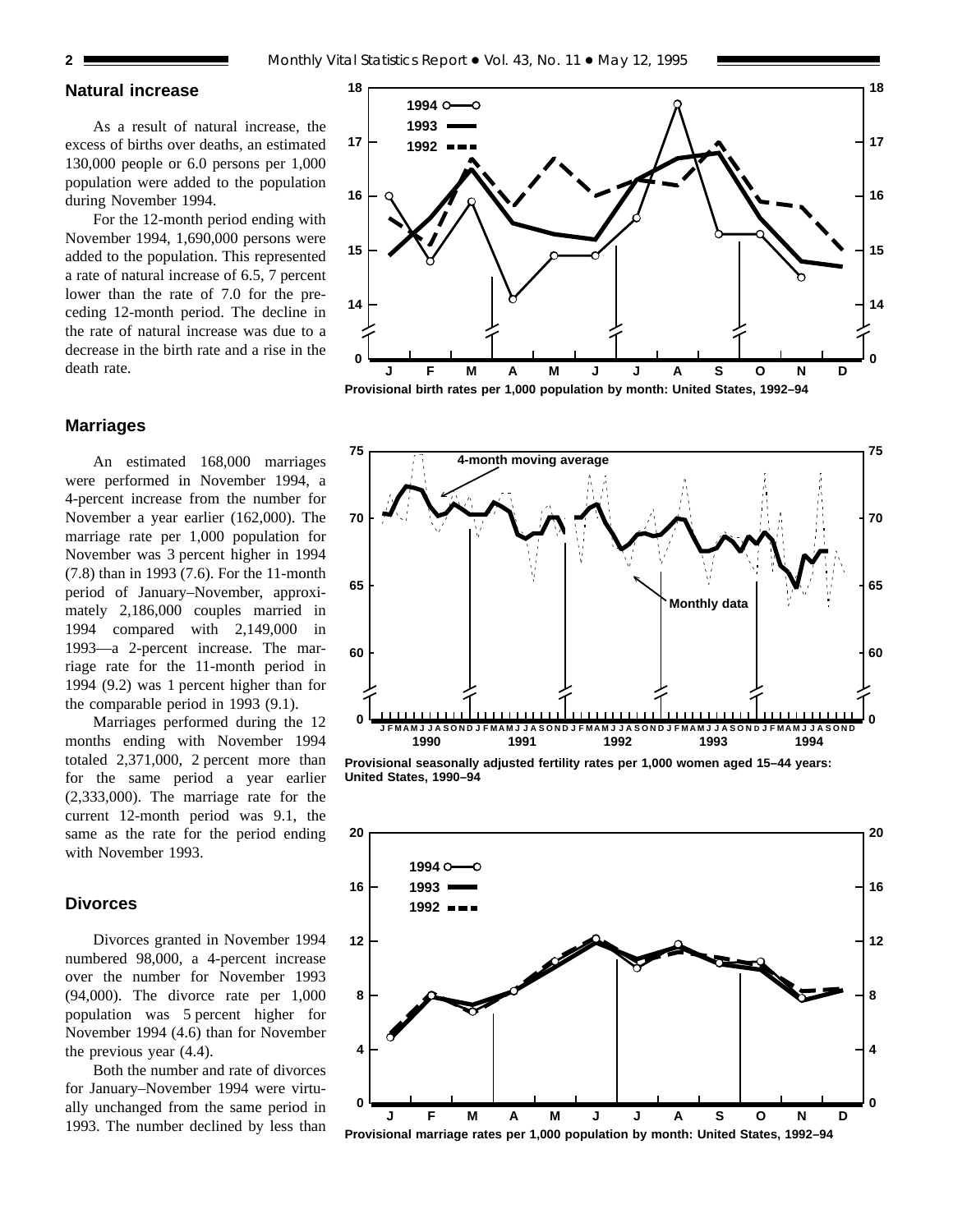## Natural increase

As a result of natural increase, the excess of births over deaths, an estimated 130,000 people or 6.0 persons per 1,000 population were added to the population during November 1994.

For the 12-month period ending with November 1994, 1,690,000 persons were added to the population. This represented a rate of natural increase of 6.5, 7 percent lower than the rate of 7.0 for the preceding 12-month period. The decline in the rate of natural increase was due to a decrease in the birth rate and a rise in the death rate.

## Marriages

An estimated 168,000 marriages were performed in November 1994, a 4-percent increase from the number for November a year earlier (162,000). The marriage rate per 1,000 population for November was 3 percent higher in 1994 (7.8) than in 1993 (7.6). For the 11-month period of January–November, approximately 2,186,000 couples married in 1994 compared with 2,149,000 in 1993—a 2-percent increase. The marriage rate for the 11-month period in 1994 (9.2) was 1 percent higher than for the comparable period in 1993 (9.1).

Marriages performed during the 12 months ending with November 1994 totaled 2,371,000, 2 percent more than for the same period a year earlier (2,333,000). The marriage rate for the current 12-month period was 9.1, the same as the rate for the period ending with November 1993.

## Divorces

Divorces granted in November 1994 numbered 98,000, a 4-percent increase over the number for November 1993 (94,000). The divorce rate per 1,000 population was 5 percent higher for November 1994 (4.6) than for November the previous year (4.4).

Both the number and rate of divorces for January–November 1994 were virtually unchanged from the same period in 1993. The number declined by less than

**Provisional birth rates per 1,000 population by month: United States, 1992–94**

**Provisional seasonally adjusted fertility rates per 1,000 women aged 15–44 years: United States, 1990–94**

**Provisional marriage rates per 1,000 population by month: United States, 1992–94**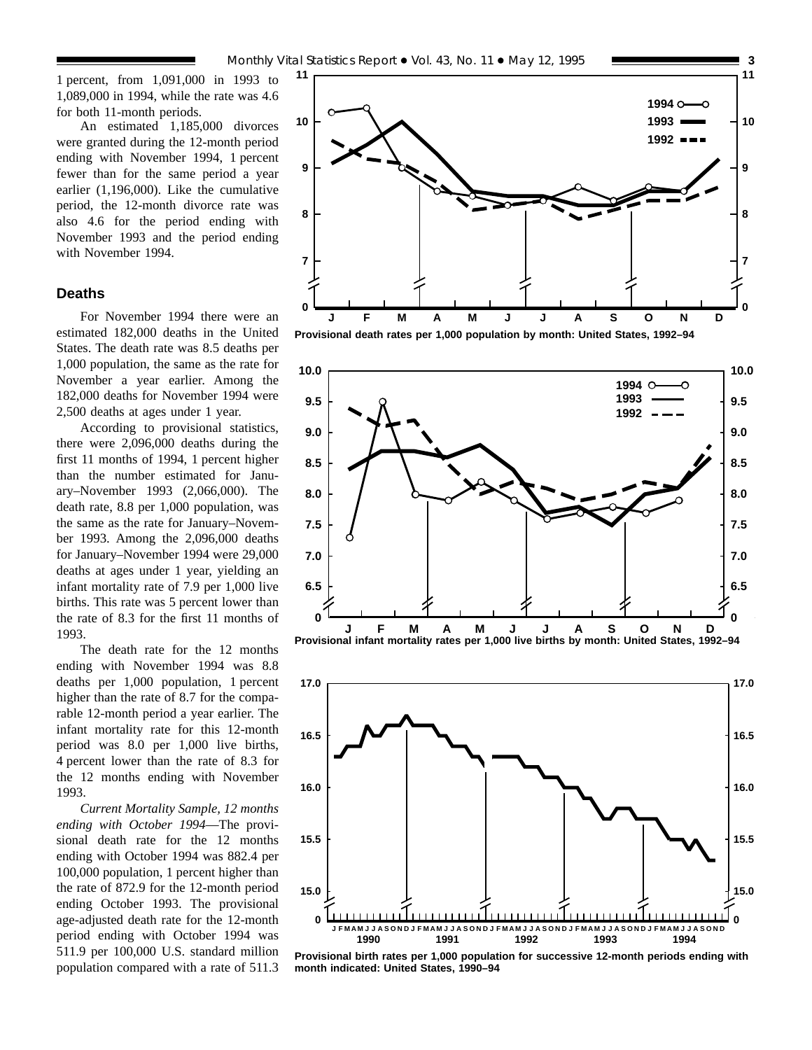1 percent, from 1,091,000 in 1993 to 1,089,000 in 1994, while the rate was 4.6 for both 11-month periods.

An estimated 1,185,000 divorces were granted during the 12-month period ending with November 1994, 1 percent fewer than for the same period a year earlier (1,196,000). Like the cumulative period, the 12-month divorce rate was also 4.6 for the period ending with November 1993 and the period ending with November 1994.

## Deaths

For November 1994 there were an estimated 182,000 deaths in the United States. The death rate was 8.5 deaths per 1,000 population, the same as the rate for November a year earlier. Among the 182,000 deaths for November 1994 were 2,500 deaths at ages under 1 year.

According to provisional statistics, there were 2,096,000 deaths during the first 11 months of 1994, 1 percent higher than the number estimated for January–November 1993 (2,066,000). The death rate, 8.8 per 1,000 population, was the same as the rate for January–November 1993. Among the 2,096,000 deaths for January–November 1994 were 29,000 deaths at ages under 1 year, yielding an infant mortality rate of 7.9 per 1,000 live births. This rate was 5 percent lower than the rate of 8.3 for the first 11 months of 1993.

The death rate for the 12 months ending with November 1994 was 8.8 deaths per 1,000 population, 1 percent higher than the rate of 8.7 for the comparable 12-month period a year earlier. The infant mortality rate for this 12-month period was 8.0 per 1,000 live births, 4 percent lower than the rate of 8.3 for the 12 months ending with November 1993.

*Current Mortality Sample, 12 months ending with October 1994*—The provisional death rate for the 12 months ending with October 1994 was 882.4 per 100,000 population, 1 percent higher than the rate of 872.9 for the 12-month period ending October 1993. The provisional age-adjusted death rate for the 12-month period ending with October 1994 was 511.9 per 100,000 U.S. standard million population compared with a rate of 511.3

**Provisional death rates per 1,000 population by month: United States, 1992–94**

**Provisional infant mortality rates per 1,000 live births by month: United States, 1992–94**

**Provisional birth rates per 1,000 population for successive 12-month periods ending with month indicated: United States, 1990–94**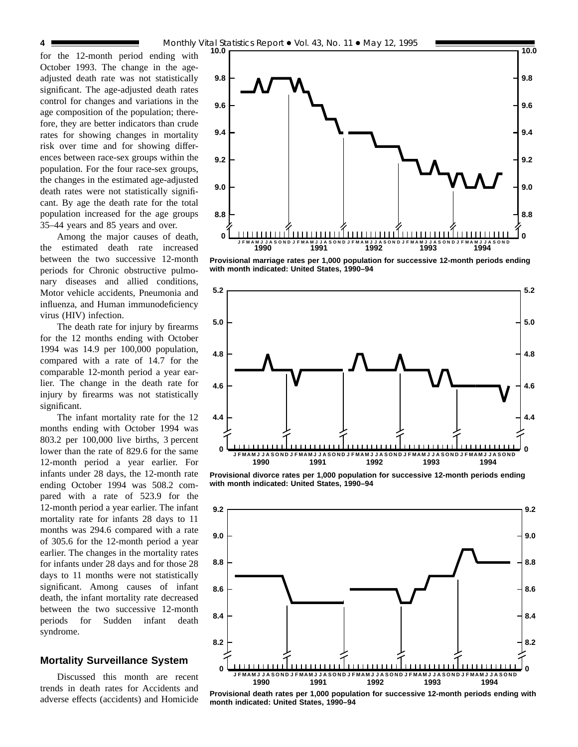for the 12-month period ending with October 1993. The change in the age-adjusted death rate was not statistically significant. The age-adjusted death rates control for changes and variations in the age composition of the population; therefore, they are better indicators than crude rates for showing changes in mortality risk over time and for showing differences between race-sex groups within the population. For the four race-sex groups, the changes in the estimated age-adjusted death rates were not statistically significant. By age the death rate for the total population increased for the age groups 35–44 years and 85 years and over.

Among the major causes of death, the estimated death rate increased between the two successive 12-month periods for Chronic obstructive pulmonary diseases and allied conditions, Motor vehicle accidents, Pneumonia and influenza, and Human immunodeficiency virus (HIV) infection.

The death rate for injury by firearms for the 12 months ending with October 1994 was 14.9 per 100,000 population, compared with a rate of 14.7 for the comparable 12-month period a year earlier. The change in the death rate for injury by firearms was not statistically significant.

The infant mortality rate for the 12 months ending with October 1994 was 803.2 per 100,000 live births, 3 percent lower than the rate of 829.6 for the same 12-month period a year earlier. For infants under 28 days, the 12-month rate ending October 1994 was 508.2 compared with a rate of 523.9 for the 12-month period a year earlier. The infant mortality rate for infants 28 days to 11 months was 294.6 compared with a rate of 305.6 for the 12-month period a year earlier. The changes in the mortality rates for infants under 28 days and for those 28 days to 11 months were not statistically significant. Among causes of infant death, the infant mortality rate decreased between the two successive 12-month periods for Sudden infant death syndrome.

## Mortality Surveillance System

Discussed this month are recent trends in death rates for Accidents and adverse effects (accidents) and Homicide

**Provisional marriage rates per 1,000 population for successive 12-month periods ending with month indicated: United States, 1990–94**

**Provisional divorce rates per 1,000 population for successive 12-month periods ending with month indicated: United States, 1990–94**

**Provisional death rates per 1,000 population for successive 12-month periods ending with month indicated: United States, 1990–94**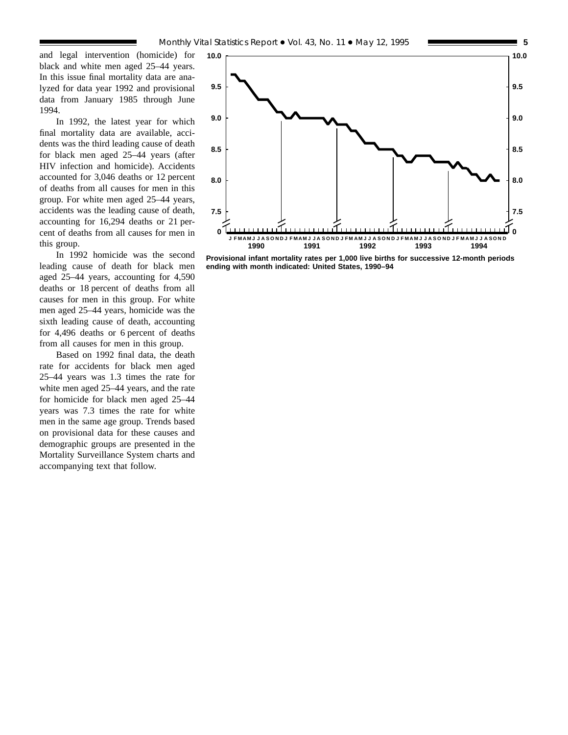and legal intervention (homicide) for black and white men aged 25–44 years. In this issue final mortality data are analyzed for data year 1992 and provisional data from January 1985 through June 1994.

In 1992, the latest year for which final mortality data are available, accidents was the third leading cause of death for black men aged 25–44 years (after HIV infection and homicide). Accidents accounted for 3,046 deaths or 12 percent of deaths from all causes for men in this group. For white men aged 25–44 years, accidents was the leading cause of death, accounting for 16,294 deaths or 21 percent of deaths from all causes for men in this group.

In 1992 homicide was the second leading cause of death for black men aged 25–44 years, accounting for 4,590 deaths or 18 percent of deaths from all causes for men in this group. For white men aged 25–44 years, homicide was the sixth leading cause of death, accounting for 4,496 deaths or 6 percent of deaths from all causes for men in this group.

Based on 1992 final data, the death rate for accidents for black men aged 25–44 years was 1.3 times the rate for white men aged 25–44 years, and the rate for homicide for black men aged 25–44 years was 7.3 times the rate for white men in the same age group. Trends based on provisional data for these causes and demographic groups are presented in the Mortality Surveillance System charts and accompanying text that follow.

**Provisional infant mortality rates per 1,000 live births for successive 12-month periods ending with month indicated: United States, 1990–94**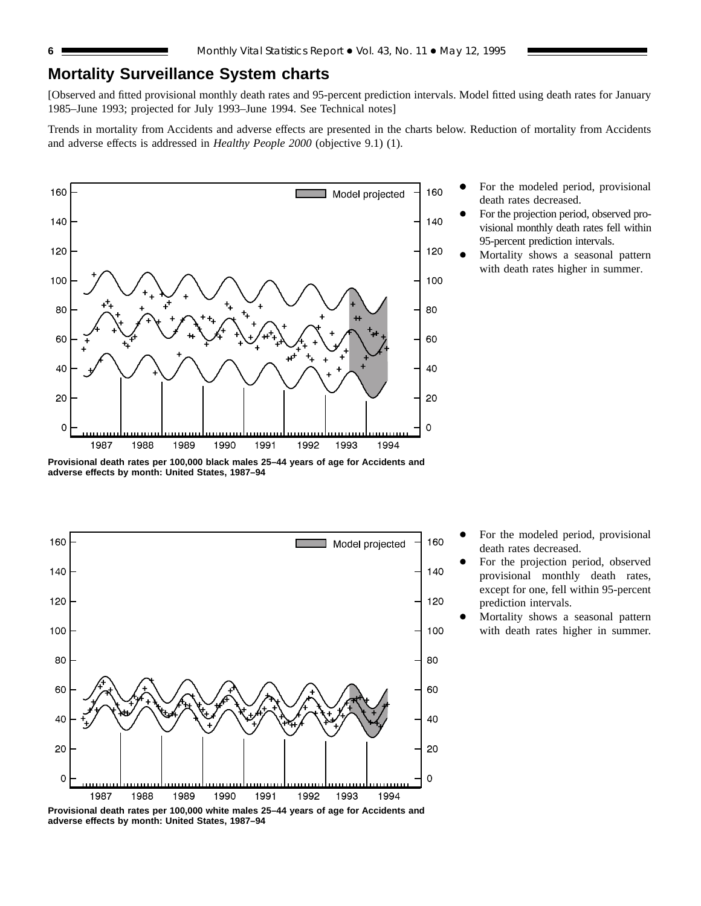## Mortality Surveillance System charts

[Observed and fitted provisional monthly death rates and 95-percent prediction intervals. Model fitted using death rates for January 1985–June 1993; projected for July 1993–June 1994. See Technical notes]

Trends in mortality from Accidents and adverse effects are presented in the charts below. Reduction of mortality from Accidents and adverse effects is addressed in *Healthy People 2000* (objective 9.1) (1).

- For the modeled period, provisional death rates decreased.
- For the projection period, observed provisional monthly death rates fell within 95-percent prediction intervals.
- Mortality shows a seasonal pattern with death rates higher in summer.

**Provisional death rates per 100,000 black males 25–44 years of age for Accidents and adverse effects by month: United States, 1987–94**

- For the modeled period, provisional death rates decreased.
- For the projection period, observed provisional monthly death rates, except for one, fell within 95-percent prediction intervals.
- Mortality shows a seasonal pattern with death rates higher in summer.

**Provisional death rates per 100,000 white males 25–44 years of age for Accidents and adverse effects by month: United States, 1987–94**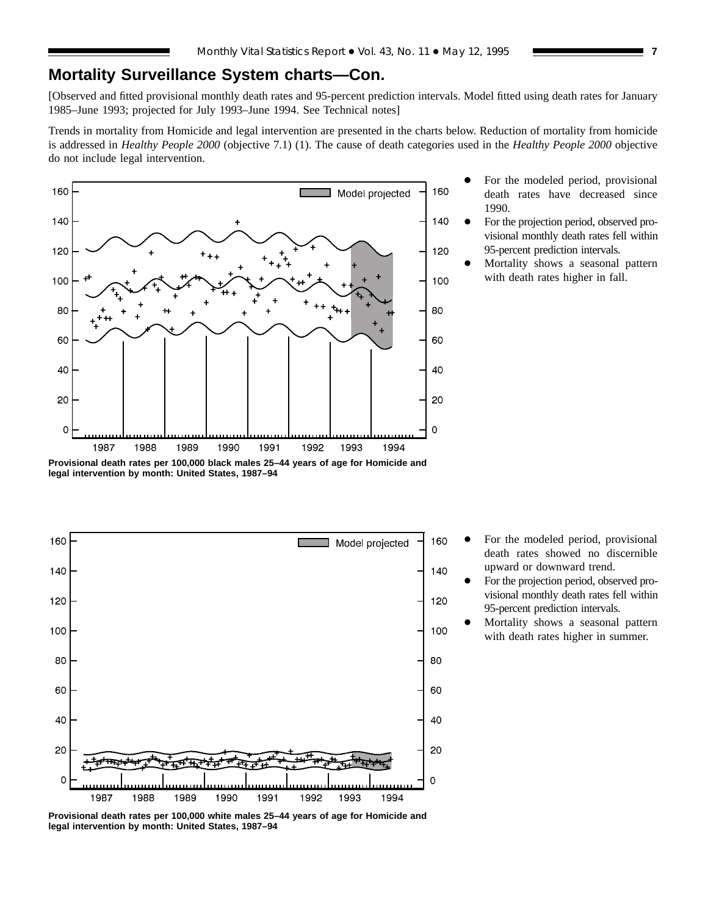## Mortality Surveillance System charts—Con.

[Observed and fitted provisional monthly death rates and 95-percent prediction intervals. Model fitted using death rates for January 1985–June 1993; projected for July 1993–June 1994. See Technical notes]

Trends in mortality from Homicide and legal intervention are presented in the charts below. Reduction of mortality from homicide is addressed in *Healthy People 2000* (objective 7.1) (1). The cause of death categories used in the *Healthy People 2000* objective do not include legal intervention.

**Provisional death rates per 100,000 black males 25–44 years of age for Homicide and legal intervention by month: United States, 1987–94**

- For the modeled period, provisional death rates have decreased since 1990.
- For the projection period, observed provisional monthly death rates fell within 95-percent prediction intervals.
- Mortality shows a seasonal pattern with death rates higher in fall.

**Provisional death rates per 100,000 white males 25–44 years of age for Homicide and legal intervention by month: United States, 1987–94**

- For the modeled period, provisional death rates showed no discernible upward or downward trend.
- For the projection period, observed provisional monthly death rates fell within 95-percent prediction intervals.
- Mortality shows a seasonal pattern with death rates higher in summer.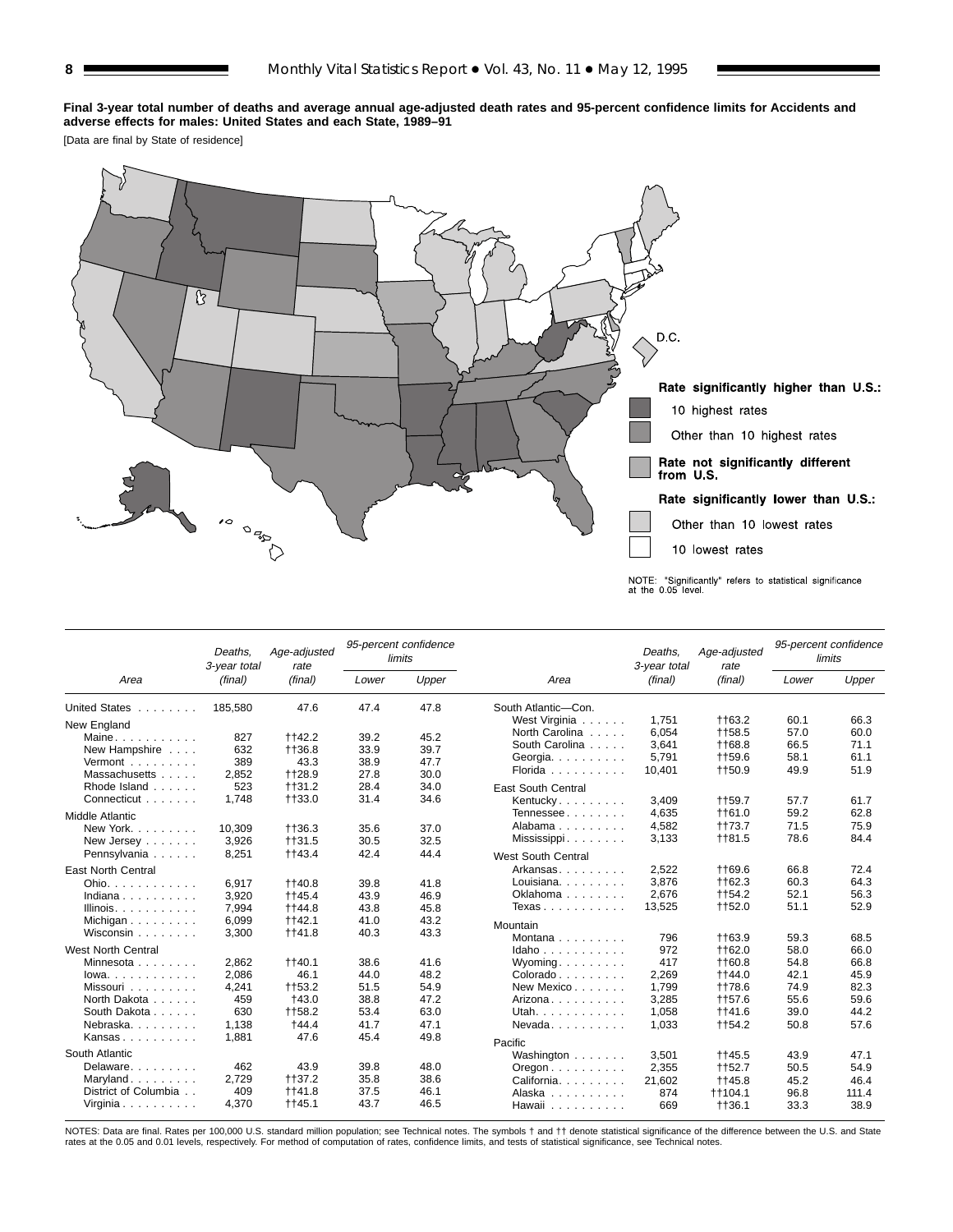**Final 3-year total number of deaths and average annual age-adjusted death rates and 95-percent confidence limits for Accidents and adverse effects for males: United States and each State, 1989–91**

[Data are final by State of residence]

Rate significantly higher than U.S.:
- 10 highest rates
- Other than 10 highest rates

Rate not significantly different from U.S.

Rate significantly lower than U.S.:
- Other than 10 lowest rates
- 10 lowest rates

NOTE: "Significantly" refers to statistical significance at the 0.05 level.

| Area | Deaths, 3-year total (final) | Age-adjusted rate (final) | 95-percent confidence limits | |
|---|---|---|---|---|
| | | | Lower | Upper |
| United States | 185,580 | 47.6 | 47.4 | 47.8 |
| **New England** | | | | |
| Maine | 827 | ††42.2 | 39.2 | 45.2 |
| New Hampshire | 632 | ††36.8 | 33.9 | 39.7 |
| Vermont | 389 | 43.3 | 38.9 | 47.7 |
| Massachusetts | 2,852 | ††28.9 | 27.8 | 30.0 |
| Rhode Island | 523 | ††31.2 | 28.4 | 34.0 |
| Connecticut | 1,748 | ††33.0 | 31.4 | 34.6 |
| **Middle Atlantic** | | | | |
| New York | 10,309 | ††36.3 | 35.6 | 37.0 |
| New Jersey | 3,926 | ††31.5 | 30.5 | 32.5 |
| Pennsylvania | 8,251 | ††43.4 | 42.4 | 44.4 |
| **East North Central** | | | | |
| Ohio | 6,917 | ††40.8 | 39.8 | 41.8 |
| Indiana | 3,920 | ††45.4 | 43.9 | 46.9 |
| Illinois | 7,994 | ††44.8 | 43.8 | 45.8 |
| Michigan | 6,099 | ††42.1 | 41.0 | 43.2 |
| Wisconsin | 3,300 | ††41.8 | 40.3 | 43.3 |
| **West North Central** | | | | |
| Minnesota | 2,862 | ††40.1 | 38.6 | 41.6 |
| Iowa | 2,086 | 46.1 | 44.0 | 48.2 |
| Missouri | 4,241 | ††53.2 | 51.5 | 54.9 |
| North Dakota | 459 | †43.0 | 38.8 | 47.2 |
| South Dakota | 630 | ††58.2 | 53.4 | 63.0 |
| Nebraska | 1,138 | †44.4 | 41.7 | 47.1 |
| Kansas | 1,881 | 47.6 | 45.4 | 49.8 |
| **South Atlantic** | | | | |
| Delaware | 462 | 43.9 | 39.8 | 48.0 |
| Maryland | 2,729 | ††37.2 | 35.8 | 38.6 |
| District of Columbia | 409 | ††41.8 | 37.5 | 46.1 |
| Virginia | 4,370 | ††45.1 | 43.7 | 46.5 |
| **South Atlantic—Con.** | | | | |
| West Virginia | 1,751 | ††63.2 | 60.1 | 66.3 |
| North Carolina | 6,054 | ††58.5 | 57.0 | 60.0 |
| South Carolina | 3,641 | ††68.8 | 66.5 | 71.1 |
| Georgia | 5,791 | ††59.6 | 58.1 | 61.1 |
| Florida | 10,401 | ††50.9 | 49.9 | 51.9 |
| **East South Central** | | | | |
| Kentucky | 3,409 | ††59.7 | 57.7 | 61.7 |
| Tennessee | 4,635 | ††61.0 | 59.2 | 62.8 |
| Alabama | 4,582 | ††73.7 | 71.5 | 75.9 |
| Mississippi | 3,133 | ††81.5 | 78.6 | 84.4 |
| **West South Central** | | | | |
| Arkansas | 2,522 | ††69.6 | 66.8 | 72.4 |
| Louisiana | 3,876 | ††62.3 | 60.3 | 64.3 |
| Oklahoma | 2,676 | ††54.2 | 52.1 | 56.3 |
| Texas | 13,525 | ††52.0 | 51.1 | 52.9 |
| **Mountain** | | | | |
| Montana | 796 | ††63.9 | 59.3 | 68.5 |
| Idaho | 972 | ††62.0 | 58.0 | 66.0 |
| Wyoming | 417 | ††60.8 | 54.8 | 66.8 |
| Colorado | 2,269 | ††44.0 | 42.1 | 45.9 |
| New Mexico | 1,799 | ††78.6 | 74.9 | 82.3 |
| Arizona | 3,285 | ††57.6 | 55.6 | 59.6 |
| Utah | 1,058 | ††41.6 | 39.0 | 44.2 |
| Nevada | 1,033 | ††54.2 | 50.8 | 57.6 |
| **Pacific** | | | | |
| Washington | 3,501 | ††45.5 | 43.9 | 47.1 |
| Oregon | 2,355 | ††52.7 | 50.5 | 54.9 |
| California | 21,602 | ††45.8 | 45.2 | 46.4 |
| Alaska | 874 | ††104.1 | 96.8 | 111.4 |
| Hawaii | 669 | ††36.1 | 33.3 | 38.9 |

NOTES: Data are final. Rates per 100,000 U.S. standard million population; see Technical notes. The symbols † and †† denote statistical significance of the difference between the U.S. and State rates at the 0.05 and 0.01 levels, respectively. For method of computation of rates, confidence limits, and tests of statistical significance, see Technical notes.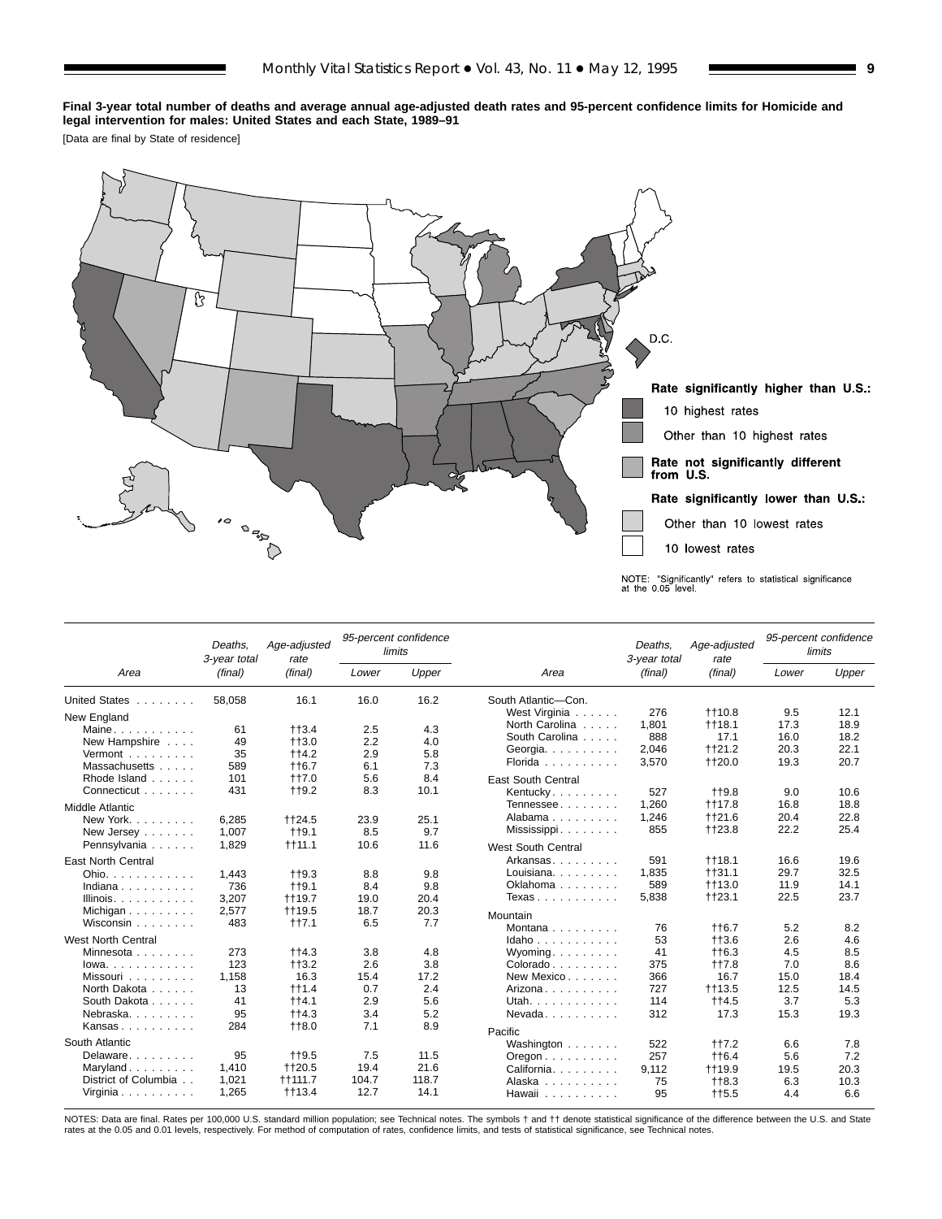**Final 3-year total number of deaths and average annual age-adjusted death rates and 95-percent confidence limits for Homicide and legal intervention for males: United States and each State, 1989–91**

[Data are final by State of residence]

Rate significantly higher than U.S.:

- 10 highest rates
- Other than 10 highest rates

Rate not significantly different from U.S.

Rate significantly lower than U.S.:

- Other than 10 lowest rates
- 10 lowest rates

NOTE: "Significantly" refers to statistical significance at the 0.05 level.

| Area | Deaths, 3-year total (final) | Age-adjusted rate (final) | 95-percent confidence limits | |
|---|---|---|---|---|
| | | | Lower | Upper |
| United States | 58,058 | 16.1 | 16.0 | 16.2 |
| **New England** | | | | |
| Maine | 61 | ††3.4 | 2.5 | 4.3 |
| New Hampshire | 49 | ††3.0 | 2.2 | 4.0 |
| Vermont | 35 | ††4.2 | 2.9 | 5.8 |
| Massachusetts | 589 | ††6.7 | 6.1 | 7.3 |
| Rhode Island | 101 | ††7.0 | 5.6 | 8.4 |
| Connecticut | 431 | ††9.2 | 8.3 | 10.1 |
| **Middle Atlantic** | | | | |
| New York | 6,285 | ††24.5 | 23.9 | 25.1 |
| New Jersey | 1,007 | ††9.1 | 8.5 | 9.7 |
| Pennsylvania | 1,829 | ††11.1 | 10.6 | 11.6 |
| **East North Central** | | | | |
| Ohio | 1,443 | ††9.3 | 8.8 | 9.8 |
| Indiana | 736 | ††9.1 | 8.4 | 9.8 |
| Illinois | 3,207 | ††19.7 | 19.0 | 20.4 |
| Michigan | 2,577 | ††19.5 | 18.7 | 20.3 |
| Wisconsin | 483 | ††7.1 | 6.5 | 7.7 |
| **West North Central** | | | | |
| Minnesota | 273 | ††4.3 | 3.8 | 4.8 |
| Iowa | 123 | ††3.2 | 2.6 | 3.8 |
| Missouri | 1,158 | 16.3 | 15.4 | 17.2 |
| North Dakota | 13 | ††1.4 | 0.7 | 2.4 |
| South Dakota | 41 | ††4.1 | 2.9 | 5.6 |
| Nebraska | 95 | ††4.3 | 3.4 | 5.2 |
| Kansas | 284 | ††8.0 | 7.1 | 8.9 |
| **South Atlantic** | | | | |
| Delaware | 95 | ††9.5 | 7.5 | 11.5 |
| Maryland | 1,410 | ††20.5 | 19.4 | 21.6 |
| District of Columbia | 1,021 | ††111.7 | 104.7 | 118.7 |
| Virginia | 1,265 | ††13.4 | 12.7 | 14.1 |
| **South Atlantic—Con.** | | | | |
| West Virginia | 276 | ††10.8 | 9.5 | 12.1 |
| North Carolina | 1,801 | ††18.1 | 17.3 | 18.9 |
| South Carolina | 888 | 17.1 | 16.0 | 18.2 |
| Georgia | 2,046 | ††21.2 | 20.3 | 22.1 |
| Florida | 3,570 | ††20.0 | 19.3 | 20.7 |
| **East South Central** | | | | |
| Kentucky | 527 | ††9.8 | 9.0 | 10.6 |
| Tennessee | 1,260 | ††17.8 | 16.8 | 18.8 |
| Alabama | 1,246 | ††21.6 | 20.4 | 22.8 |
| Mississippi | 855 | ††23.8 | 22.2 | 25.4 |
| **West South Central** | | | | |
| Arkansas | 591 | ††18.1 | 16.6 | 19.6 |
| Louisiana | 1,835 | ††31.1 | 29.7 | 32.5 |
| Oklahoma | 589 | ††13.0 | 11.9 | 14.1 |
| Texas | 5,838 | ††23.1 | 22.5 | 23.7 |
| **Mountain** | | | | |
| Montana | 76 | ††6.7 | 5.2 | 8.2 |
| Idaho | 53 | ††3.6 | 2.6 | 4.6 |
| Wyoming | 41 | ††6.3 | 4.5 | 8.5 |
| Colorado | 375 | ††7.8 | 7.0 | 8.6 |
| New Mexico | 366 | 16.7 | 15.0 | 18.4 |
| Arizona | 727 | ††13.5 | 12.5 | 14.5 |
| Utah | 114 | ††4.5 | 3.7 | 5.3 |
| Nevada | 312 | 17.3 | 15.3 | 19.3 |
| **Pacific** | | | | |
| Washington | 522 | ††7.2 | 6.6 | 7.8 |
| Oregon | 257 | ††6.4 | 5.6 | 7.2 |
| California | 9,112 | ††19.9 | 19.5 | 20.3 |
| Alaska | 75 | ††8.3 | 6.3 | 10.3 |
| Hawaii | 95 | ††5.5 | 4.4 | 6.6 |

NOTES: Data are final. Rates per 100,000 U.S. standard million population; see Technical notes. The symbols † and †† denote statistical significance of the difference between the U.S. and State rates at the 0.05 and 0.01 levels, respectively. For method of computation of rates, confidence limits, and tests of statistical significance, see Technical notes.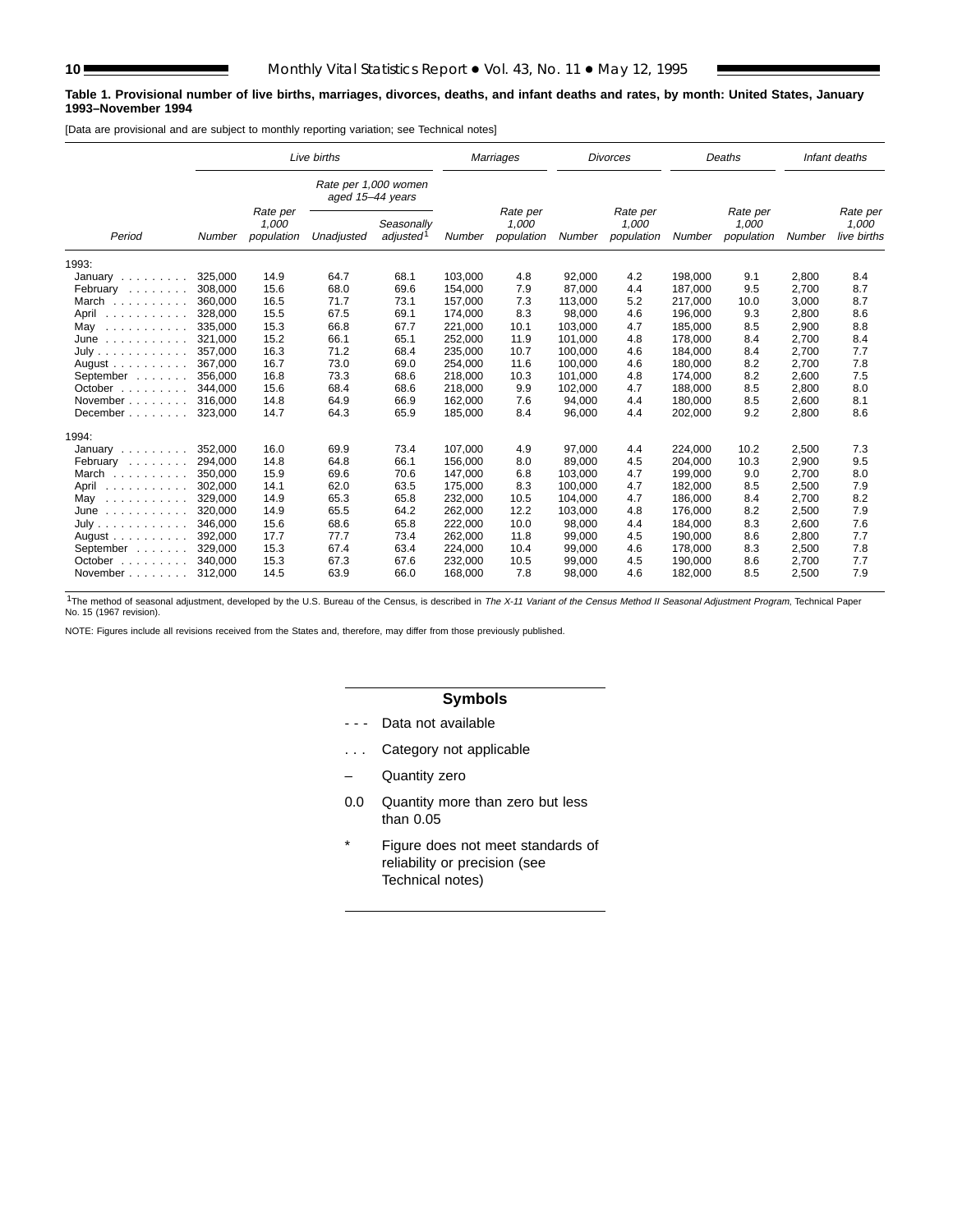**Table 1. Provisional number of live births, marriages, divorces, deaths, and infant deaths and rates, by month: United States, January 1993–November 1994**

[Data are provisional and are subject to monthly reporting variation; see Technical notes]

| Period | Live births | | | | Marriages | | Divorces | | Deaths | | Infant deaths | |
|---|---|---|---|---|---|---|---|---|---|---|---|---|
| | | | Rate per 1,000 women aged 15–44 years | | | | | | | | | |
| | *Number* | *Rate per 1,000 population* | *Unadjusted* | *Seasonally adjusted*[1] | *Number* | *Rate per 1,000 population* | *Number* | *Rate per 1,000 population* | *Number* | *Rate per 1,000 population* | *Number* | *Rate per 1,000 live births* |
| 1993: | | | | | | | | | | | | |
| January | 325,000 | 14.9 | 64.7 | 68.1 | 103,000 | 4.8 | 92,000 | 4.2 | 198,000 | 9.1 | 2,800 | 8.4 |
| February | 308,000 | 15.6 | 68.0 | 69.6 | 154,000 | 7.9 | 87,000 | 4.4 | 187,000 | 9.5 | 2,700 | 8.7 |
| March | 360,000 | 16.5 | 71.7 | 73.1 | 157,000 | 7.3 | 113,000 | 5.2 | 217,000 | 10.0 | 3,000 | 8.7 |
| April | 328,000 | 15.5 | 67.5 | 69.1 | 174,000 | 8.3 | 98,000 | 4.6 | 196,000 | 9.3 | 2,800 | 8.6 |
| May | 335,000 | 15.3 | 66.8 | 67.7 | 221,000 | 10.1 | 103,000 | 4.7 | 185,000 | 8.5 | 2,900 | 8.8 |
| June | 321,000 | 15.2 | 66.1 | 65.1 | 252,000 | 11.9 | 101,000 | 4.8 | 178,000 | 8.4 | 2,700 | 8.4 |
| July | 357,000 | 16.3 | 71.2 | 68.4 | 235,000 | 10.7 | 100,000 | 4.6 | 184,000 | 8.4 | 2,700 | 7.7 |
| August | 367,000 | 16.7 | 73.0 | 69.0 | 254,000 | 11.6 | 100,000 | 4.6 | 180,000 | 8.2 | 2,700 | 7.8 |
| September | 356,000 | 16.8 | 73.3 | 68.6 | 218,000 | 10.3 | 101,000 | 4.8 | 174,000 | 8.2 | 2,600 | 7.5 |
| October | 344,000 | 15.6 | 68.4 | 68.6 | 218,000 | 9.9 | 102,000 | 4.7 | 188,000 | 8.5 | 2,800 | 8.0 |
| November | 316,000 | 14.8 | 64.9 | 66.9 | 162,000 | 7.6 | 94,000 | 4.4 | 180,000 | 8.5 | 2,600 | 8.1 |
| December | 323,000 | 14.7 | 64.3 | 65.9 | 185,000 | 8.4 | 96,000 | 4.4 | 202,000 | 9.2 | 2,800 | 8.6 |
| 1994: | | | | | | | | | | | | |
| January | 352,000 | 16.0 | 69.9 | 73.4 | 107,000 | 4.9 | 97,000 | 4.4 | 224,000 | 10.2 | 2,500 | 7.3 |
| February | 294,000 | 14.8 | 64.8 | 66.1 | 156,000 | 8.0 | 89,000 | 4.5 | 204,000 | 10.3 | 2,900 | 9.5 |
| March | 350,000 | 15.9 | 69.6 | 70.6 | 147,000 | 6.8 | 103,000 | 4.7 | 199,000 | 9.0 | 2,700 | 8.0 |
| April | 302,000 | 14.1 | 62.0 | 63.5 | 175,000 | 8.3 | 100,000 | 4.7 | 182,000 | 8.5 | 2,500 | 7.9 |
| May | 329,000 | 14.9 | 65.3 | 65.8 | 232,000 | 10.5 | 104,000 | 4.7 | 186,000 | 8.4 | 2,700 | 8.2 |
| June | 320,000 | 14.9 | 65.5 | 64.2 | 262,000 | 12.2 | 103,000 | 4.8 | 176,000 | 8.2 | 2,500 | 7.9 |
| July | 346,000 | 15.6 | 68.6 | 65.8 | 222,000 | 10.0 | 98,000 | 4.4 | 184,000 | 8.3 | 2,600 | 7.6 |
| August | 392,000 | 17.7 | 77.7 | 73.4 | 262,000 | 11.8 | 99,000 | 4.5 | 190,000 | 8.6 | 2,800 | 7.7 |
| September | 329,000 | 15.3 | 67.4 | 63.4 | 224,000 | 10.4 | 99,000 | 4.6 | 178,000 | 8.3 | 2,500 | 7.8 |
| October | 340,000 | 15.3 | 67.3 | 67.6 | 232,000 | 10.5 | 99,000 | 4.5 | 190,000 | 8.6 | 2,700 | 7.7 |
| November | 312,000 | 14.5 | 63.9 | 66.0 | 168,000 | 7.8 | 98,000 | 4.6 | 182,000 | 8.5 | 2,500 | 7.9 |

[1]The method of seasonal adjustment, developed by the U.S. Bureau of the Census, is described in *The X-11 Variant of the Census Method II Seasonal Adjustment Program*, Technical Paper No. 15 (1967 revision).

NOTE: Figures include all revisions received from the States and, therefore, may differ from those previously published.

**Symbols**

- - - Data not available

. . . Category not applicable

– Quantity zero

0.0 Quantity more than zero but less than 0.05

* Figure does not meet standards of reliability or precision (see Technical notes)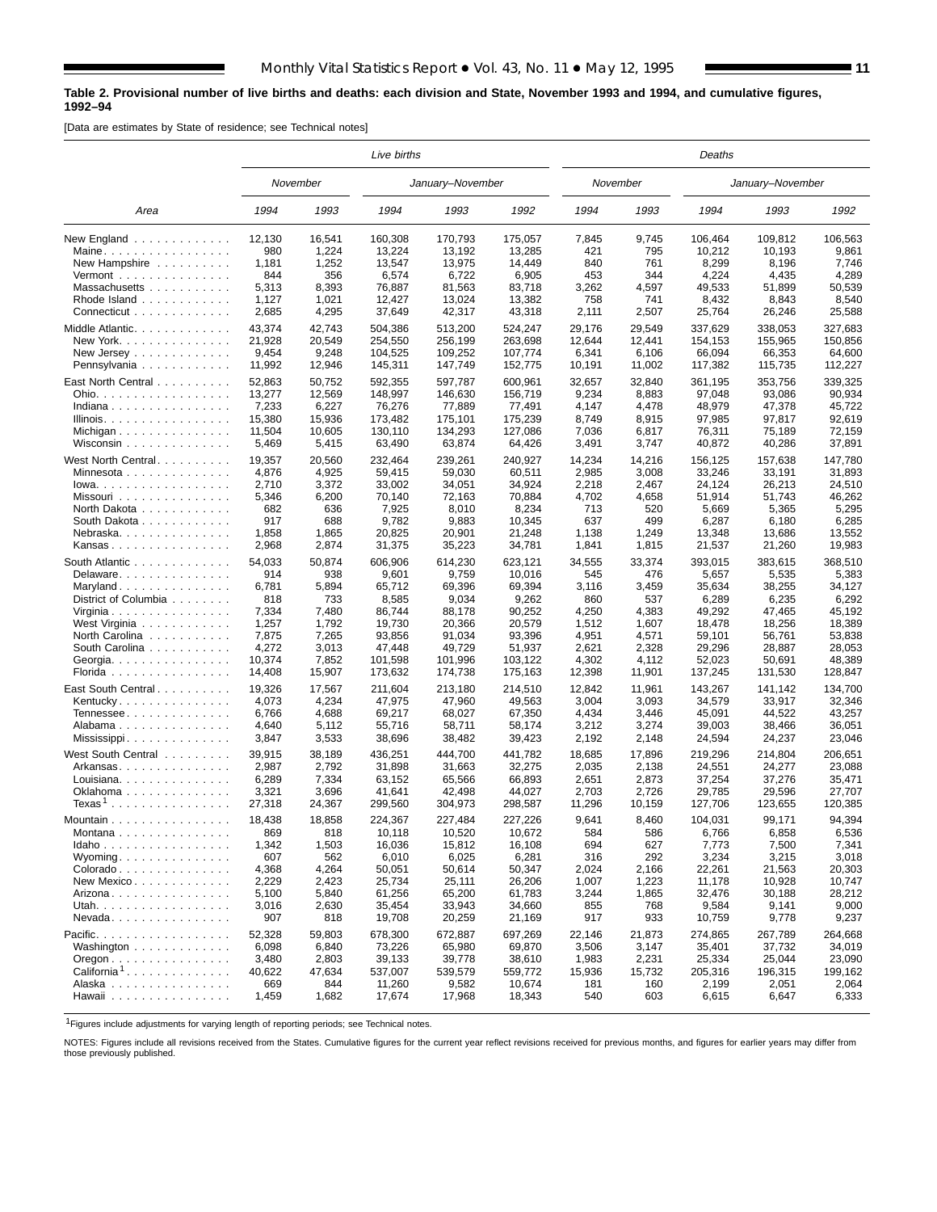**Table 2. Provisional number of live births and deaths: each division and State, November 1993 and 1994, and cumulative figures, 1992–94**

[Data are estimates by State of residence; see Technical notes]

| Area | Live births | | | | | Deaths | | | | |
|---|---|---|---|---|---|---|---|---|---|---|
| | November | | January–November | | | November | | January–November | | |
| | 1994 | 1993 | 1994 | 1993 | 1992 | 1994 | 1993 | 1994 | 1993 | 1992 |
| New England | 12,130 | 16,541 | 160,308 | 170,793 | 175,057 | 7,845 | 9,745 | 106,464 | 109,812 | 106,563 |
| Maine | 980 | 1,224 | 13,224 | 13,192 | 13,285 | 421 | 795 | 10,212 | 10,193 | 9,861 |
| New Hampshire | 1,181 | 1,252 | 13,547 | 13,975 | 14,449 | 840 | 761 | 8,299 | 8,196 | 7,746 |
| Vermont | 844 | 356 | 6,574 | 6,722 | 6,905 | 453 | 344 | 4,224 | 4,435 | 4,289 |
| Massachusetts | 5,313 | 8,393 | 76,887 | 81,563 | 83,718 | 3,262 | 4,597 | 49,533 | 51,899 | 50,539 |
| Rhode Island | 1,127 | 1,021 | 12,427 | 13,024 | 13,382 | 758 | 741 | 8,432 | 8,843 | 8,540 |
| Connecticut | 2,685 | 4,295 | 37,649 | 42,317 | 43,318 | 2,111 | 2,507 | 25,764 | 26,246 | 25,588 |
| Middle Atlantic | 43,374 | 42,743 | 504,386 | 513,200 | 524,247 | 29,176 | 29,549 | 337,629 | 338,053 | 327,683 |
| New York | 21,928 | 20,549 | 254,550 | 256,199 | 263,698 | 12,644 | 12,441 | 154,153 | 155,965 | 150,856 |
| New Jersey | 9,454 | 9,248 | 104,525 | 109,152 | 107,774 | 6,341 | 6,106 | 66,094 | 66,353 | 64,600 |
| Pennsylvania | 11,992 | 12,946 | 145,311 | 147,749 | 152,775 | 10,191 | 11,002 | 117,382 | 115,735 | 112,227 |
| East North Central | 52,863 | 50,752 | 592,355 | 597,787 | 600,961 | 32,657 | 32,840 | 361,195 | 353,756 | 339,325 |
| Ohio | 13,277 | 12,569 | 148,997 | 146,630 | 156,719 | 9,234 | 8,883 | 97,048 | 93,086 | 90,934 |
| Indiana | 7,233 | 6,227 | 76,276 | 77,889 | 77,491 | 4,147 | 4,478 | 48,979 | 47,378 | 45,722 |
| Illinois | 15,380 | 15,936 | 173,482 | 175,101 | 175,239 | 8,749 | 8,915 | 97,985 | 97,817 | 92,619 |
| Michigan | 11,504 | 10,605 | 130,110 | 134,293 | 127,086 | 7,036 | 6,817 | 76,311 | 75,189 | 72,159 |
| Wisconsin | 5,469 | 5,415 | 63,490 | 63,874 | 64,426 | 3,491 | 3,747 | 40,872 | 40,286 | 37,891 |
| West North Central | 19,357 | 20,560 | 232,464 | 239,261 | 240,927 | 14,234 | 14,216 | 156,125 | 157,638 | 147,780 |
| Minnesota | 4,876 | 4,925 | 59,415 | 59,030 | 60,511 | 2,985 | 3,008 | 33,246 | 33,191 | 31,893 |
| Iowa | 2,710 | 3,372 | 33,002 | 34,051 | 34,924 | 2,218 | 2,467 | 24,124 | 26,213 | 24,510 |
| Missouri | 5,346 | 6,200 | 70,140 | 72,163 | 70,884 | 4,702 | 4,658 | 51,914 | 51,743 | 46,262 |
| North Dakota | 682 | 636 | 7,925 | 8,010 | 8,234 | 713 | 520 | 5,669 | 5,365 | 5,295 |
| South Dakota | 917 | 688 | 9,782 | 9,883 | 10,345 | 637 | 499 | 6,287 | 6,180 | 6,285 |
| Nebraska | 1,858 | 1,865 | 20,825 | 20,901 | 21,248 | 1,138 | 1,249 | 13,348 | 13,686 | 13,552 |
| Kansas | 2,968 | 2,874 | 31,375 | 35,223 | 34,781 | 1,841 | 1,815 | 21,537 | 21,260 | 19,983 |
| South Atlantic | 54,033 | 50,874 | 606,906 | 614,230 | 623,121 | 34,555 | 33,374 | 393,015 | 383,615 | 368,510 |
| Delaware | 914 | 938 | 9,601 | 9,759 | 10,016 | 545 | 476 | 5,657 | 5,535 | 5,383 |
| Maryland | 6,781 | 5,894 | 65,712 | 69,396 | 69,394 | 3,116 | 3,459 | 35,634 | 38,255 | 34,127 |
| District of Columbia | 818 | 733 | 8,585 | 9,034 | 9,262 | 860 | 537 | 6,289 | 6,235 | 6,292 |
| Virginia | 7,334 | 7,480 | 86,744 | 88,178 | 90,252 | 4,250 | 4,383 | 49,292 | 47,465 | 45,192 |
| West Virginia | 1,257 | 1,792 | 19,730 | 20,366 | 20,579 | 1,512 | 1,607 | 18,478 | 18,256 | 18,389 |
| North Carolina | 7,875 | 7,265 | 93,856 | 91,034 | 93,396 | 4,951 | 4,571 | 59,101 | 56,761 | 53,838 |
| South Carolina | 4,272 | 3,013 | 47,448 | 49,729 | 51,937 | 2,621 | 2,328 | 29,296 | 28,887 | 28,053 |
| Georgia | 10,374 | 7,852 | 101,598 | 101,996 | 103,122 | 4,302 | 4,112 | 52,023 | 50,691 | 48,389 |
| Florida | 14,408 | 15,907 | 173,632 | 174,738 | 175,163 | 12,398 | 11,901 | 137,245 | 131,530 | 128,847 |
| East South Central | 19,326 | 17,567 | 211,604 | 213,180 | 214,510 | 12,842 | 11,961 | 143,267 | 141,142 | 134,700 |
| Kentucky | 4,073 | 4,234 | 47,975 | 47,960 | 49,563 | 3,004 | 3,093 | 34,579 | 33,917 | 32,346 |
| Tennessee | 6,766 | 4,688 | 69,217 | 68,027 | 67,350 | 4,434 | 3,446 | 45,091 | 44,522 | 43,257 |
| Alabama | 4,640 | 5,112 | 55,716 | 58,711 | 58,174 | 3,212 | 3,274 | 39,003 | 38,466 | 36,051 |
| Mississippi | 3,847 | 3,533 | 38,696 | 38,482 | 39,423 | 2,192 | 2,148 | 24,594 | 24,237 | 23,046 |
| West South Central | 39,915 | 38,189 | 436,251 | 444,700 | 441,782 | 18,685 | 17,896 | 219,296 | 214,804 | 206,651 |
| Arkansas | 2,987 | 2,792 | 31,898 | 31,663 | 32,275 | 2,035 | 2,138 | 24,551 | 24,277 | 23,088 |
| Louisiana | 6,289 | 7,334 | 63,152 | 65,566 | 66,893 | 2,651 | 2,873 | 37,254 | 37,276 | 35,471 |
| Oklahoma | 3,321 | 3,696 | 41,641 | 42,498 | 44,027 | 2,703 | 2,726 | 29,785 | 29,596 | 27,707 |
| Texas[1] | 27,318 | 24,367 | 299,560 | 304,973 | 298,587 | 11,296 | 10,159 | 127,706 | 123,655 | 120,385 |
| Mountain | 18,438 | 18,858 | 224,367 | 227,484 | 227,226 | 9,641 | 8,460 | 104,031 | 99,171 | 94,394 |
| Montana | 869 | 818 | 10,118 | 10,520 | 10,672 | 584 | 586 | 6,766 | 6,858 | 6,536 |
| Idaho | 1,342 | 1,503 | 16,036 | 15,812 | 16,108 | 694 | 627 | 7,773 | 7,500 | 7,341 |
| Wyoming | 607 | 562 | 6,010 | 6,025 | 6,281 | 316 | 292 | 3,234 | 3,215 | 3,018 |
| Colorado | 4,368 | 4,264 | 50,051 | 50,614 | 50,347 | 2,024 | 2,166 | 22,261 | 21,563 | 20,303 |
| New Mexico | 2,229 | 2,423 | 25,734 | 25,111 | 26,206 | 1,007 | 1,223 | 11,178 | 10,928 | 10,747 |
| Arizona | 5,100 | 5,840 | 61,256 | 65,200 | 61,783 | 3,244 | 1,865 | 32,476 | 30,188 | 28,212 |
| Utah | 3,016 | 2,630 | 35,454 | 33,943 | 34,660 | 855 | 768 | 9,584 | 9,141 | 9,000 |
| Nevada | 907 | 818 | 19,708 | 20,259 | 21,169 | 917 | 933 | 10,759 | 9,778 | 9,237 |
| Pacific | 52,328 | 59,803 | 678,300 | 672,887 | 697,269 | 22,146 | 21,873 | 274,865 | 267,789 | 264,668 |
| Washington | 6,098 | 6,840 | 73,226 | 65,980 | 69,870 | 3,506 | 3,147 | 35,401 | 37,732 | 34,019 |
| Oregon | 3,480 | 2,803 | 39,133 | 39,778 | 38,610 | 1,983 | 2,231 | 25,334 | 25,044 | 23,090 |
| California[1] | 40,622 | 47,634 | 537,007 | 539,579 | 559,772 | 15,936 | 15,732 | 205,316 | 196,315 | 199,162 |
| Alaska | 669 | 844 | 11,260 | 9,582 | 10,674 | 181 | 160 | 2,199 | 2,051 | 2,064 |
| Hawaii | 1,459 | 1,682 | 17,674 | 17,968 | 18,343 | 540 | 603 | 6,615 | 6,647 | 6,333 |

[1]Figures include adjustments for varying length of reporting periods; see Technical notes.

NOTES: Figures include all revisions received from the States. Cumulative figures for the current year reflect revisions received for previous months, and figures for earlier years may differ from those previously published.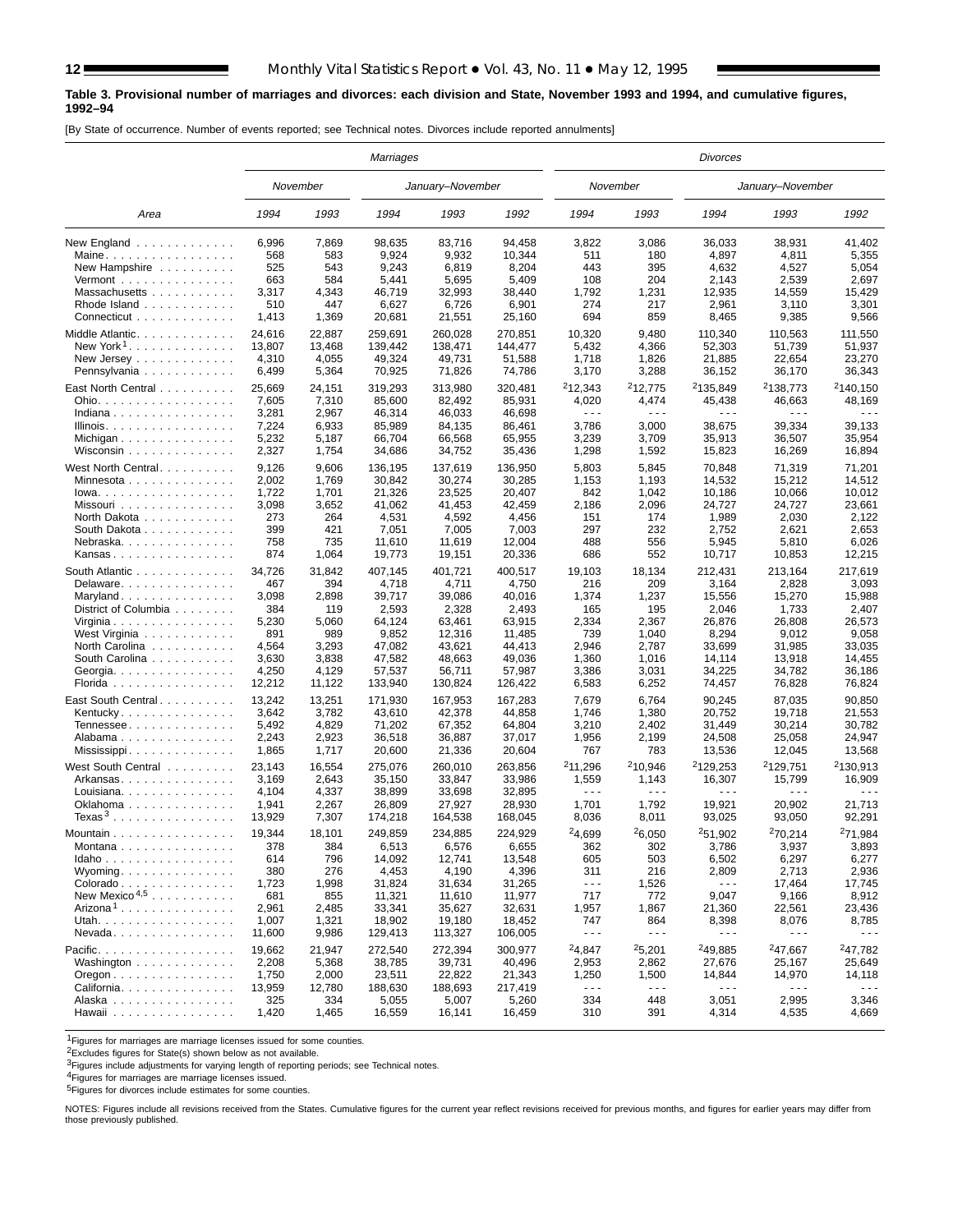**Table 3. Provisional number of marriages and divorces: each division and State, November 1993 and 1994, and cumulative figures, 1992–94**

[By State of occurrence. Number of events reported; see Technical notes. Divorces include reported annulments]

| Area | Marriages | | | | | Divorces | | | | |
|---|---|---|---|---|---|---|---|---|---|---|
| | November | | January–November | | | November | | January–November | | |
| | 1994 | 1993 | 1994 | 1993 | 1992 | 1994 | 1993 | 1994 | 1993 | 1992 |
| New England | 6,996 | 7,869 | 98,635 | 83,716 | 94,458 | 3,822 | 3,086 | 36,033 | 38,931 | 41,402 |
| Maine | 568 | 583 | 9,924 | 9,932 | 10,344 | 511 | 180 | 4,897 | 4,811 | 5,355 |
| New Hampshire | 525 | 543 | 9,243 | 6,819 | 8,204 | 443 | 395 | 4,632 | 4,527 | 5,054 |
| Vermont | 663 | 584 | 5,441 | 5,695 | 5,409 | 108 | 204 | 2,143 | 2,539 | 2,697 |
| Massachusetts | 3,317 | 4,343 | 46,719 | 32,993 | 38,440 | 1,792 | 1,231 | 12,935 | 14,559 | 15,429 |
| Rhode Island | 510 | 447 | 6,627 | 6,726 | 6,901 | 274 | 217 | 2,961 | 3,110 | 3,301 |
| Connecticut | 1,413 | 1,369 | 20,681 | 21,551 | 25,160 | 694 | 859 | 8,465 | 9,385 | 9,566 |
| Middle Atlantic | 24,616 | 22,887 | 259,691 | 260,028 | 270,851 | 10,320 | 9,480 | 110,340 | 110,563 | 111,550 |
| New York[1] | 13,807 | 13,468 | 139,442 | 138,471 | 144,477 | 5,432 | 4,366 | 52,303 | 51,739 | 51,937 |
| New Jersey | 4,310 | 4,055 | 49,324 | 49,731 | 51,588 | 1,718 | 1,826 | 21,885 | 22,654 | 23,270 |
| Pennsylvania | 6,499 | 5,364 | 70,925 | 71,826 | 74,786 | 3,170 | 3,288 | 36,152 | 36,170 | 36,343 |
| East North Central | 25,669 | 24,151 | 319,293 | 313,980 | 320,481 | [2]12,343 | [2]12,775 | [2]135,849 | [2]138,773 | [2]140,150 |
| Ohio | 7,605 | 7,310 | 85,600 | 82,492 | 85,931 | 4,020 | 4,474 | 45,438 | 46,663 | 48,169 |
| Indiana | 3,281 | 2,967 | 46,314 | 46,033 | 46,698 | - - - | - - - | - - - | - - - | - - - |
| Illinois | 7,224 | 6,933 | 85,989 | 84,135 | 86,461 | 3,786 | 3,000 | 38,675 | 39,334 | 39,133 |
| Michigan | 5,232 | 5,187 | 66,704 | 66,568 | 65,955 | 3,239 | 3,709 | 35,913 | 36,507 | 35,954 |
| Wisconsin | 2,327 | 1,754 | 34,686 | 34,752 | 35,436 | 1,298 | 1,592 | 15,823 | 16,269 | 16,894 |
| West North Central | 9,126 | 9,606 | 136,195 | 137,619 | 136,950 | 5,803 | 5,845 | 70,848 | 71,319 | 71,201 |
| Minnesota | 2,002 | 1,769 | 30,842 | 30,274 | 30,285 | 1,153 | 1,193 | 14,532 | 15,212 | 14,512 |
| Iowa | 1,722 | 1,701 | 21,326 | 23,525 | 20,407 | 842 | 1,042 | 10,186 | 10,066 | 10,012 |
| Missouri | 3,098 | 3,652 | 41,062 | 41,453 | 42,459 | 2,186 | 2,096 | 24,727 | 24,727 | 23,661 |
| North Dakota | 273 | 264 | 4,531 | 4,592 | 4,456 | 151 | 174 | 1,989 | 2,030 | 2,122 |
| South Dakota | 399 | 421 | 7,051 | 7,005 | 7,003 | 297 | 232 | 2,752 | 2,621 | 2,653 |
| Nebraska | 758 | 735 | 11,610 | 11,619 | 12,004 | 488 | 556 | 5,945 | 5,810 | 6,026 |
| Kansas | 874 | 1,064 | 19,773 | 19,151 | 20,336 | 686 | 552 | 10,717 | 10,853 | 12,215 |
| South Atlantic | 34,726 | 31,842 | 407,145 | 401,721 | 400,517 | 19,103 | 18,134 | 212,431 | 213,164 | 217,619 |
| Delaware | 467 | 394 | 4,718 | 4,711 | 4,750 | 216 | 209 | 3,164 | 2,828 | 3,093 |
| Maryland | 3,098 | 2,898 | 39,717 | 39,086 | 40,016 | 1,374 | 1,237 | 15,556 | 15,270 | 15,988 |
| District of Columbia | 384 | 119 | 2,593 | 2,328 | 2,493 | 165 | 195 | 2,046 | 1,733 | 2,407 |
| Virginia | 5,230 | 5,060 | 64,124 | 63,461 | 63,915 | 2,334 | 2,367 | 26,876 | 26,808 | 26,573 |
| West Virginia | 891 | 989 | 9,852 | 12,316 | 11,485 | 739 | 1,040 | 8,294 | 9,012 | 9,058 |
| North Carolina | 4,564 | 3,293 | 47,082 | 43,621 | 44,413 | 2,946 | 2,787 | 33,699 | 31,985 | 33,035 |
| South Carolina | 3,630 | 3,838 | 47,582 | 48,663 | 49,036 | 1,360 | 1,016 | 14,114 | 13,918 | 14,455 |
| Georgia | 4,250 | 4,129 | 57,537 | 56,711 | 57,987 | 3,386 | 3,031 | 34,225 | 34,782 | 36,186 |
| Florida | 12,212 | 11,122 | 133,940 | 130,824 | 126,422 | 6,583 | 6,252 | 74,457 | 76,828 | 76,824 |
| East South Central | 13,242 | 13,251 | 171,930 | 167,953 | 167,283 | 7,679 | 6,764 | 90,245 | 87,035 | 90,850 |
| Kentucky | 3,642 | 3,782 | 43,610 | 42,378 | 44,858 | 1,746 | 1,380 | 20,752 | 19,718 | 21,553 |
| Tennessee | 5,492 | 4,829 | 71,202 | 67,352 | 64,804 | 3,210 | 2,402 | 31,449 | 30,214 | 30,782 |
| Alabama | 2,243 | 2,923 | 36,518 | 36,887 | 37,017 | 1,956 | 2,199 | 24,508 | 25,058 | 24,947 |
| Mississippi | 1,865 | 1,717 | 20,600 | 21,336 | 20,604 | 767 | 783 | 13,536 | 12,045 | 13,568 |
| West South Central | 23,143 | 16,554 | 275,076 | 260,010 | 263,856 | [2]11,296 | [2]10,946 | [2]129,253 | [2]129,751 | [2]130,913 |
| Arkansas | 3,169 | 2,643 | 35,150 | 33,847 | 33,986 | 1,559 | 1,143 | 16,307 | 15,799 | 16,909 |
| Louisiana | 4,104 | 4,337 | 38,899 | 33,698 | 32,895 | - - - | - - - | - - - | - - - | - - - |
| Oklahoma | 1,941 | 2,267 | 26,809 | 27,927 | 28,930 | 1,701 | 1,792 | 19,921 | 20,902 | 21,713 |
| Texas[3] | 13,929 | 7,307 | 174,218 | 164,538 | 168,045 | 8,036 | 8,011 | 93,025 | 93,050 | 92,291 |
| Mountain | 19,344 | 18,101 | 249,859 | 234,885 | 224,929 | [2]4,699 | [2]6,050 | [2]51,902 | [2]70,214 | [2]71,984 |
| Montana | 378 | 384 | 6,513 | 6,576 | 6,655 | 362 | 302 | 3,786 | 3,937 | 3,893 |
| Idaho | 614 | 796 | 14,092 | 12,741 | 13,548 | 605 | 503 | 6,502 | 6,297 | 6,277 |
| Wyoming | 380 | 276 | 4,453 | 4,190 | 4,396 | 311 | 216 | 2,809 | 2,713 | 2,936 |
| Colorado | 1,723 | 1,998 | 31,824 | 31,634 | 31,265 | - - - | 1,526 | - - - | 17,464 | 17,745 |
| New Mexico[4,5] | 681 | 855 | 11,321 | 11,610 | 11,977 | 717 | 772 | 9,047 | 9,166 | 8,912 |
| Arizona[1] | 2,961 | 2,485 | 33,341 | 35,627 | 32,631 | 1,957 | 1,867 | 21,360 | 22,561 | 23,436 |
| Utah | 1,007 | 1,321 | 18,902 | 19,180 | 18,452 | 747 | 864 | 8,398 | 8,076 | 8,785 |
| Nevada | 11,600 | 9,986 | 129,413 | 113,327 | 106,005 | - - - | - - - | - - - | - - - | - - - |
| Pacific | 19,662 | 21,947 | 272,540 | 272,394 | 300,977 | [2]4,847 | [2]5,201 | [2]49,885 | [2]47,667 | [2]47,782 |
| Washington | 2,208 | 5,368 | 38,785 | 39,731 | 40,496 | 2,953 | 2,862 | 27,676 | 25,167 | 25,649 |
| Oregon | 1,750 | 2,000 | 23,511 | 22,822 | 21,343 | 1,250 | 1,500 | 14,844 | 14,970 | 14,118 |
| California | 13,959 | 12,780 | 188,630 | 188,693 | 217,419 | - - - | - - - | - - - | - - - | - - - |
| Alaska | 325 | 334 | 5,055 | 5,007 | 5,260 | 334 | 448 | 3,051 | 2,995 | 3,346 |
| Hawaii | 1,420 | 1,465 | 16,559 | 16,141 | 16,459 | 310 | 391 | 4,314 | 4,535 | 4,669 |

[1]Figures for marriages are marriage licenses issued for some counties.
[2]Excludes figures for State(s) shown below as not available.
[3]Figures include adjustments for varying length of reporting periods; see Technical notes.
[4]Figures for marriages are marriage licenses issued.
[5]Figures for divorces include estimates for some counties.

NOTES: Figures include all revisions received from the States. Cumulative figures for the current year reflect revisions received for previous months, and figures for earlier years may differ from those previously published.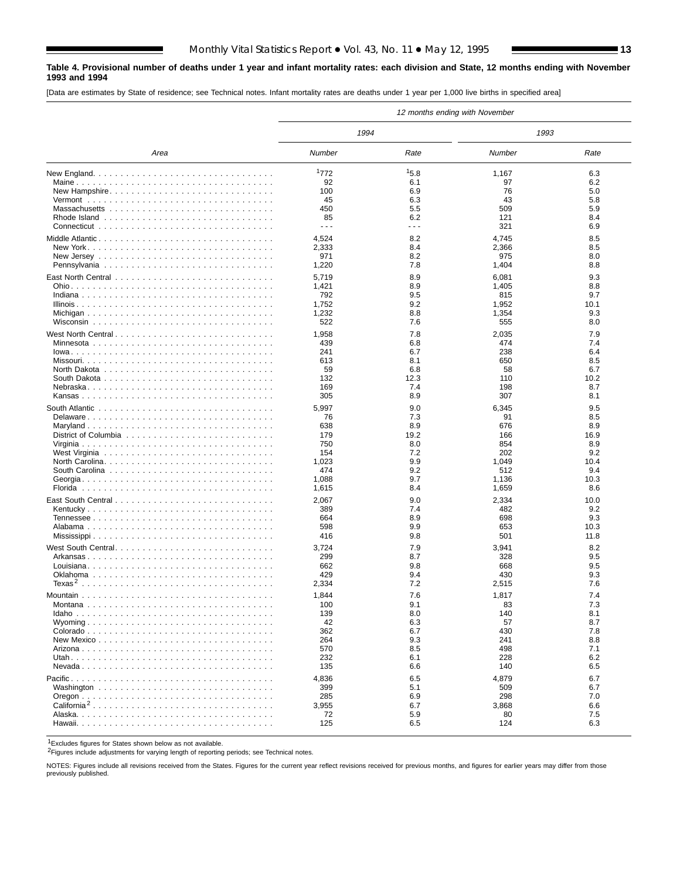**Table 4. Provisional number of deaths under 1 year and infant mortality rates: each division and State, 12 months ending with November 1993 and 1994**

[Data are estimates by State of residence; see Technical notes. Infant mortality rates are deaths under 1 year per 1,000 live births in specified area]

| Area | 12 months ending with November | | | |
|---|---|---|---|---|
| | 1994 | | 1993 | |
| | Number | Rate | Number | Rate |
| New England | [1]772 | [1]5.8 | 1,167 | 6.3 |
| Maine | 92 | 6.1 | 97 | 6.2 |
| New Hampshire | 100 | 6.9 | 76 | 5.0 |
| Vermont | 45 | 6.3 | 43 | 5.8 |
| Massachusetts | 450 | 5.5 | 509 | 5.9 |
| Rhode Island | 85 | 6.2 | 121 | 8.4 |
| Connecticut | - - - | - - - | 321 | 6.9 |
| Middle Atlantic | 4,524 | 8.2 | 4,745 | 8.5 |
| New York | 2,333 | 8.4 | 2,366 | 8.5 |
| New Jersey | 971 | 8.2 | 975 | 8.0 |
| Pennsylvania | 1,220 | 7.8 | 1,404 | 8.8 |
| East North Central | 5,719 | 8.9 | 6,081 | 9.3 |
| Ohio | 1,421 | 8.9 | 1,405 | 8.8 |
| Indiana | 792 | 9.5 | 815 | 9.7 |
| Illinois | 1,752 | 9.2 | 1,952 | 10.1 |
| Michigan | 1,232 | 8.8 | 1,354 | 9.3 |
| Wisconsin | 522 | 7.6 | 555 | 8.0 |
| West North Central | 1,958 | 7.8 | 2,035 | 7.9 |
| Minnesota | 439 | 6.8 | 474 | 7.4 |
| Iowa | 241 | 6.7 | 238 | 6.4 |
| Missouri | 613 | 8.1 | 650 | 8.5 |
| North Dakota | 59 | 6.8 | 58 | 6.7 |
| South Dakota | 132 | 12.3 | 110 | 10.2 |
| Nebraska | 169 | 7.4 | 198 | 8.7 |
| Kansas | 305 | 8.9 | 307 | 8.1 |
| South Atlantic | 5,997 | 9.0 | 6,345 | 9.5 |
| Delaware | 76 | 7.3 | 91 | 8.5 |
| Maryland | 638 | 8.9 | 676 | 8.9 |
| District of Columbia | 179 | 19.2 | 166 | 16.9 |
| Virginia | 750 | 8.0 | 854 | 8.9 |
| West Virginia | 154 | 7.2 | 202 | 9.2 |
| North Carolina | 1,023 | 9.9 | 1,049 | 10.4 |
| South Carolina | 474 | 9.2 | 512 | 9.4 |
| Georgia | 1,088 | 9.7 | 1,136 | 10.3 |
| Florida | 1,615 | 8.4 | 1,659 | 8.6 |
| East South Central | 2,067 | 9.0 | 2,334 | 10.0 |
| Kentucky | 389 | 7.4 | 482 | 9.2 |
| Tennessee | 664 | 8.9 | 698 | 9.3 |
| Alabama | 598 | 9.9 | 653 | 10.3 |
| Mississippi | 416 | 9.8 | 501 | 11.8 |
| West South Central | 3,724 | 7.9 | 3,941 | 8.2 |
| Arkansas | 299 | 8.7 | 328 | 9.5 |
| Louisiana | 662 | 9.8 | 668 | 9.5 |
| Oklahoma | 429 | 9.4 | 430 | 9.3 |
| Texas[2] | 2,334 | 7.2 | 2,515 | 7.6 |
| Mountain | 1,844 | 7.6 | 1,817 | 7.4 |
| Montana | 100 | 9.1 | 83 | 7.3 |
| Idaho | 139 | 8.0 | 140 | 8.1 |
| Wyoming | 42 | 6.3 | 57 | 8.7 |
| Colorado | 362 | 6.7 | 430 | 7.8 |
| New Mexico | 264 | 9.3 | 241 | 8.8 |
| Arizona | 570 | 8.5 | 498 | 7.1 |
| Utah | 232 | 6.1 | 228 | 6.2 |
| Nevada | 135 | 6.6 | 140 | 6.5 |
| Pacific | 4,836 | 6.5 | 4,879 | 6.7 |
| Washington | 399 | 5.1 | 509 | 6.7 |
| Oregon | 285 | 6.9 | 298 | 7.0 |
| California[2] | 3,955 | 6.7 | 3,868 | 6.6 |
| Alaska | 72 | 5.9 | 80 | 7.5 |
| Hawaii | 125 | 6.5 | 124 | 6.3 |

[1]Excludes figures for States shown below as not available.

[2]Figures include adjustments for varying length of reporting periods; see Technical notes.

NOTES: Figures include all revisions received from the States. Figures for the current year reflect revisions received for previous months, and figures for earlier years may differ from those previously published.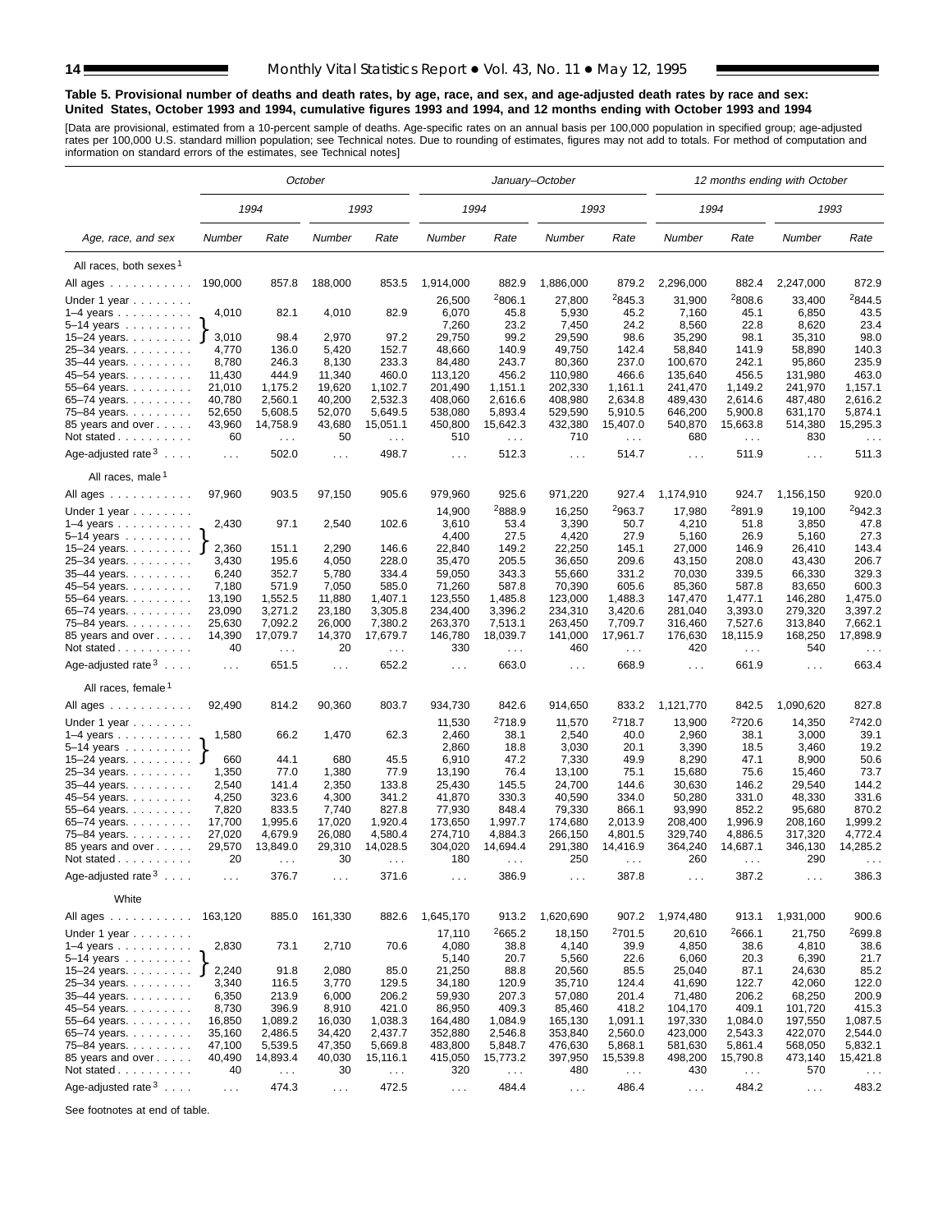**Table 5. Provisional number of deaths and death rates, by age, race, and sex, and age-adjusted death rates by race and sex: United States, October 1993 and 1994, cumulative figures 1993 and 1994, and 12 months ending with October 1993 and 1994**

[Data are provisional, estimated from a 10-percent sample of deaths. Age-specific rates on an annual basis per 100,000 population in specified group; age-adjusted rates per 100,000 U.S. standard million population; see Technical notes. Due to rounding of estimates, figures may not add to totals. For method of computation and information on standard errors of the estimates, see Technical notes]

| Age, race, and sex | October | | | | January–October | | | | 12 months ending with October | | | |
|---|---|---|---|---|---|---|---|---|---|---|---|---|
| | 1994 | | 1993 | | 1994 | | 1993 | | 1994 | | 1993 | |
| | Number | Rate | Number | Rate | Number | Rate | Number | Rate | Number | Rate | Number | Rate |
| **All races, both sexes[1]** | | | | | | | | | | | | |
| All ages | 190,000 | 857.8 | 188,000 | 853.5 | 1,914,000 | 882.9 | 1,886,000 | 879.2 | 2,296,000 | 882.4 | 2,247,000 | 872.9 |
| Under 1 year | | | | | 26,500 | [2]806.1 | 27,800 | [2]845.3 | 31,900 | [2]808.6 | 33,400 | [2]844.5 |
| 1–4 years | 4,010 | 82.1 | 4,010 | 82.9 | 6,070 | 45.8 | 5,930 | 45.2 | 7,160 | 45.1 | 6,850 | 43.5 |
| 5–14 years | | | | | 7,260 | 23.2 | 7,450 | 24.2 | 8,560 | 22.8 | 8,620 | 23.4 |
| 15–24 years | 3,010 | 98.4 | 2,970 | 97.2 | 29,750 | 99.2 | 29,590 | 98.6 | 35,290 | 98.1 | 35,310 | 98.0 |
| 25–34 years | 4,770 | 136.0 | 5,420 | 152.7 | 48,660 | 140.9 | 49,750 | 142.4 | 58,840 | 141.9 | 58,890 | 140.3 |
| 35–44 years | 8,780 | 246.3 | 8,130 | 233.3 | 84,480 | 243.7 | 80,360 | 237.0 | 100,670 | 242.1 | 95,860 | 235.9 |
| 45–54 years | 11,430 | 444.9 | 11,340 | 460.0 | 113,120 | 456.2 | 110,980 | 466.6 | 135,640 | 456.5 | 131,980 | 463.0 |
| 55–64 years | 21,010 | 1,175.2 | 19,620 | 1,102.7 | 201,490 | 1,151.1 | 202,330 | 1,161.1 | 241,470 | 1,149.2 | 241,970 | 1,157.1 |
| 65–74 years | 40,780 | 2,560.1 | 40,200 | 2,532.3 | 408,060 | 2,616.6 | 408,980 | 2,634.8 | 489,430 | 2,614.6 | 487,480 | 2,616.2 |
| 75–84 years | 52,650 | 5,608.5 | 52,070 | 5,649.5 | 538,080 | 5,893.4 | 529,590 | 5,910.5 | 646,200 | 5,900.8 | 631,170 | 5,874.1 |
| 85 years and over | 43,960 | 14,758.9 | 43,680 | 15,051.1 | 450,800 | 15,642.3 | 432,380 | 15,407.0 | 540,870 | 15,663.8 | 514,380 | 15,295.3 |
| Not stated | 60 | . . . | 50 | . . . | 510 | . . . | 710 | . . . | 680 | . . . | 830 | . . . |
| Age-adjusted rate[3] | . . . | 502.0 | . . . | 498.7 | . . . | 512.3 | . . . | 514.7 | . . . | 511.9 | . . . | 511.3 |
| **All races, male[1]** | | | | | | | | | | | | |
| All ages | 97,960 | 903.5 | 97,150 | 905.6 | 979,960 | 925.6 | 971,220 | 927.4 | 1,174,910 | 924.7 | 1,156,150 | 920.0 |
| Under 1 year | | | | | 14,900 | [2]888.9 | 16,250 | [2]963.7 | 17,980 | [2]891.9 | 19,100 | [2]942.3 |
| 1–4 years | 2,430 | 97.1 | 2,540 | 102.6 | 3,610 | 53.4 | 3,390 | 50.7 | 4,210 | 51.8 | 3,850 | 47.8 |
| 5–14 years | | | | | 4,400 | 27.5 | 4,420 | 27.9 | 5,160 | 26.9 | 5,160 | 27.3 |
| 15–24 years | 2,360 | 151.1 | 2,290 | 146.6 | 22,840 | 149.2 | 22,250 | 145.1 | 27,000 | 146.9 | 26,410 | 143.4 |
| 25–34 years | 3,430 | 195.6 | 4,050 | 228.0 | 35,470 | 205.5 | 36,650 | 209.6 | 43,150 | 208.0 | 43,430 | 206.7 |
| 35–44 years | 6,240 | 352.7 | 5,780 | 334.4 | 59,050 | 343.3 | 55,660 | 331.2 | 70,030 | 339.5 | 66,330 | 329.3 |
| 45–54 years | 7,180 | 571.9 | 7,050 | 585.0 | 71,260 | 587.8 | 70,390 | 605.6 | 85,360 | 587.8 | 83,650 | 600.3 |
| 55–64 years | 13,190 | 1,552.5 | 11,880 | 1,407.1 | 123,550 | 1,485.8 | 123,000 | 1,488.3 | 147,470 | 1,477.1 | 146,280 | 1,475.0 |
| 65–74 years | 23,090 | 3,271.2 | 23,180 | 3,305.8 | 234,400 | 3,396.2 | 234,310 | 3,420.6 | 281,040 | 3,393.0 | 279,320 | 3,397.2 |
| 75–84 years | 25,630 | 7,092.2 | 26,000 | 7,380.2 | 263,370 | 7,513.1 | 263,450 | 7,709.7 | 316,460 | 7,527.6 | 313,840 | 7,662.1 |
| 85 years and over | 14,390 | 17,079.7 | 14,370 | 17,679.7 | 146,780 | 18,039.7 | 141,000 | 17,961.7 | 176,630 | 18,115.9 | 168,250 | 17,898.9 |
| Not stated | 40 | . . . | 20 | . . . | 330 | . . . | 460 | . . . | 420 | . . . | 540 | . . . |
| Age-adjusted rate[3] | . . . | 651.5 | . . . | 652.2 | . . . | 663.0 | . . . | 668.9 | . . . | 661.9 | . . . | 663.4 |
| **All races, female[1]** | | | | | | | | | | | | |
| All ages | 92,490 | 814.2 | 90,360 | 803.7 | 934,730 | 842.6 | 914,650 | 833.2 | 1,121,770 | 842.5 | 1,090,620 | 827.8 |
| Under 1 year | | | | | 11,530 | [2]718.9 | 11,570 | [2]718.7 | 13,900 | [2]720.6 | 14,350 | [2]742.0 |
| 1–4 years | 1,580 | 66.2 | 1,470 | 62.3 | 2,460 | 38.1 | 2,540 | 40.0 | 2,960 | 38.1 | 3,000 | 39.1 |
| 5–14 years | | | | | 2,860 | 18.8 | 3,030 | 20.1 | 3,390 | 18.5 | 3,460 | 19.2 |
| 15–24 years | 660 | 44.1 | 680 | 45.5 | 6,910 | 47.2 | 7,330 | 49.9 | 8,290 | 47.1 | 8,900 | 50.6 |
| 25–34 years | 1,350 | 77.0 | 1,380 | 77.9 | 13,190 | 76.4 | 13,100 | 75.1 | 15,680 | 75.6 | 15,460 | 73.7 |
| 35–44 years | 2,540 | 141.4 | 2,350 | 133.8 | 25,430 | 145.5 | 24,700 | 144.6 | 30,630 | 146.2 | 29,540 | 144.2 |
| 45–54 years | 4,250 | 323.6 | 4,300 | 341.2 | 41,870 | 330.3 | 40,590 | 334.0 | 50,280 | 331.0 | 48,330 | 331.6 |
| 55–64 years | 7,820 | 833.5 | 7,740 | 827.8 | 77,930 | 848.4 | 79,330 | 866.1 | 93,990 | 852.2 | 95,680 | 870.2 |
| 65–74 years | 17,700 | 1,995.6 | 17,020 | 1,920.4 | 173,650 | 1,997.7 | 174,680 | 2,013.9 | 208,400 | 1,996.9 | 208,160 | 1,999.2 |
| 75–84 years | 27,020 | 4,679.9 | 26,080 | 4,580.4 | 274,710 | 4,884.3 | 266,150 | 4,801.5 | 329,740 | 4,886.5 | 317,320 | 4,772.4 |
| 85 years and over | 29,570 | 13,849.0 | 29,310 | 14,028.5 | 304,020 | 14,694.4 | 291,380 | 14,416.9 | 364,240 | 14,687.1 | 346,130 | 14,285.2 |
| Not stated | 20 | . . . | 30 | . . . | 180 | . . . | 250 | . . . | 260 | . . . | 290 | . . . |
| Age-adjusted rate[3] | . . . | 376.7 | . . . | 371.6 | . . . | 386.9 | . . . | 387.8 | . . . | 387.2 | . . . | 386.3 |
| **White** | | | | | | | | | | | | |
| All ages | 163,120 | 885.0 | 161,330 | 882.6 | 1,645,170 | 913.2 | 1,620,690 | 907.2 | 1,974,480 | 913.1 | 1,931,000 | 900.6 |
| Under 1 year | | | | | 17,110 | [2]665.2 | 18,150 | [2]701.5 | 20,610 | [2]666.1 | 21,750 | [2]699.8 |
| 1–4 years | 2,830 | 73.1 | 2,710 | 70.6 | 4,080 | 38.8 | 4,140 | 39.9 | 4,850 | 38.6 | 4,810 | 38.6 |
| 5–14 years | | | | | 5,140 | 20.7 | 5,560 | 22.6 | 6,060 | 20.3 | 6,390 | 21.7 |
| 15–24 years | 2,240 | 91.8 | 2,080 | 85.0 | 21,250 | 88.8 | 20,560 | 85.5 | 25,040 | 87.1 | 24,630 | 85.2 |
| 25–34 years | 3,340 | 116.5 | 3,770 | 129.5 | 34,180 | 120.9 | 35,710 | 124.4 | 41,690 | 122.7 | 42,060 | 122.0 |
| 35–44 years | 6,350 | 213.9 | 6,000 | 206.2 | 59,930 | 207.3 | 57,080 | 201.4 | 71,480 | 206.2 | 68,250 | 200.9 |
| 45–54 years | 8,730 | 396.9 | 8,910 | 421.0 | 86,950 | 409.3 | 85,460 | 418.2 | 104,170 | 409.1 | 101,720 | 415.3 |
| 55–64 years | 16,850 | 1,089.2 | 16,030 | 1,038.3 | 164,480 | 1,084.9 | 165,130 | 1,091.1 | 197,330 | 1,084.0 | 197,550 | 1,087.5 |
| 65–74 years | 35,160 | 2,486.5 | 34,420 | 2,437.7 | 352,880 | 2,546.8 | 353,840 | 2,560.0 | 423,000 | 2,543.3 | 422,070 | 2,544.0 |
| 75–84 years | 47,100 | 5,539.5 | 47,350 | 5,669.8 | 483,800 | 5,848.7 | 476,630 | 5,868.1 | 581,630 | 5,861.4 | 568,050 | 5,832.1 |
| 85 years and over | 40,490 | 14,893.4 | 40,030 | 15,116.1 | 415,050 | 15,773.2 | 397,950 | 15,539.8 | 498,200 | 15,790.8 | 473,140 | 15,421.8 |
| Not stated | 40 | . . . | 30 | . . . | 320 | . . . | 480 | . . . | 430 | . . . | 570 | . . . |
| Age-adjusted rate[3] | . . . | 474.3 | . . . | 472.5 | . . . | 484.4 | . . . | 486.4 | . . . | 484.2 | . . . | 483.2 |

Note: In the October columns, the 1–4 years figures cover ages under 1 year through 14 years combined (bracketed), and the 15–24 years figures are bracketed with them as shown in the source.

See footnotes at end of table.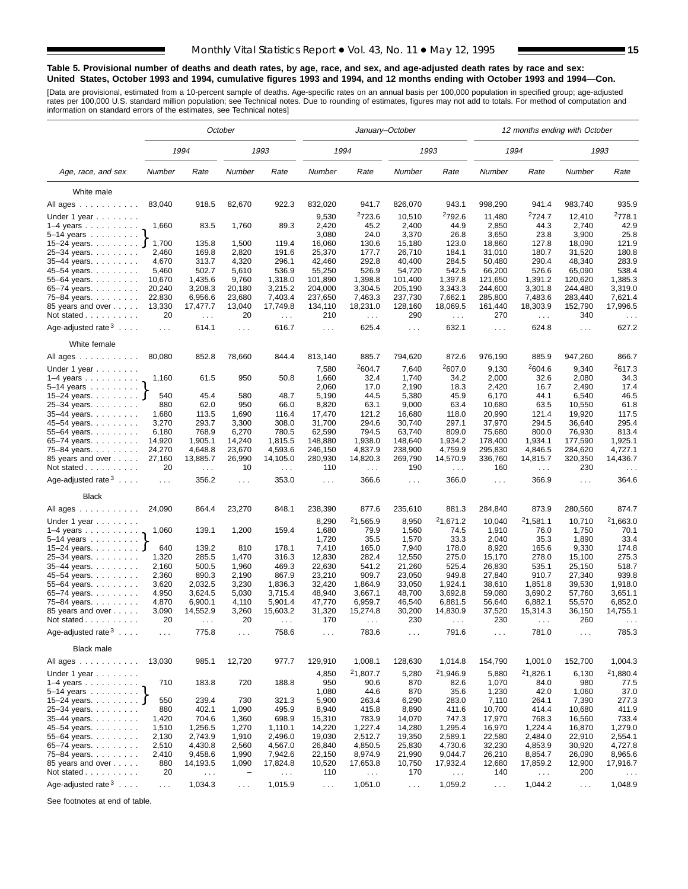### Table 5. Provisional number of deaths and death rates, by age, race, and sex, and age-adjusted death rates by race and sex: United States, October 1993 and 1994, cumulative figures 1993 and 1994, and 12 months ending with October 1993 and 1994—Con.

[Data are provisional, estimated from a 10-percent sample of deaths. Age-specific rates on an annual basis per 100,000 population in specified group; age-adjusted rates per 100,000 U.S. standard million population; see Technical notes. Due to rounding of estimates, figures may not add to totals. For method of computation and information on standard errors of the estimates, see Technical notes]

| Age, race, and sex | October | | | | January–October | | | | 12 months ending with October | | | |
|---|---|---|---|---|---|---|---|---|---|---|---|---|
| | 1994 | | 1993 | | 1994 | | 1993 | | 1994 | | 1993 | |
| | Number | Rate | Number | Rate | Number | Rate | Number | Rate | Number | Rate | Number | Rate |
| **White male** | | | | | | | | | | | | |
| All ages | 83,040 | 918.5 | 82,670 | 922.3 | 832,020 | 941.7 | 826,070 | 943.1 | 998,290 | 941.4 | 983,740 | 935.9 |
| Under 1 year | | | | | 9,530 | [2]723.6 | 10,510 | [2]792.6 | 11,480 | [2]724.7 | 12,410 | [2]778.1 |
| 1–4 years | 1,660 | 83.5 | 1,760 | 89.3 | 2,420 | 45.2 | 2,400 | 44.9 | 2,850 | 44.3 | 2,740 | 42.9 |
| 5–14 years | | | | | 3,080 | 24.0 | 3,370 | 26.8 | 3,650 | 23.8 | 3,900 | 25.8 |
| 15–24 years | 1,700 | 135.8 | 1,500 | 119.4 | 16,060 | 130.6 | 15,180 | 123.0 | 18,860 | 127.8 | 18,090 | 121.9 |
| 25–34 years | 2,460 | 169.8 | 2,820 | 191.6 | 25,370 | 177.7 | 26,710 | 184.1 | 31,010 | 180.7 | 31,520 | 180.8 |
| 35–44 years | 4,670 | 313.7 | 4,320 | 296.1 | 42,460 | 292.8 | 40,400 | 284.5 | 50,480 | 290.4 | 48,340 | 283.9 |
| 45–54 years | 5,460 | 502.7 | 5,610 | 536.9 | 55,250 | 526.9 | 54,720 | 542.5 | 66,200 | 526.6 | 65,090 | 538.4 |
| 55–64 years | 10,670 | 1,435.6 | 9,760 | 1,318.0 | 101,890 | 1,398.8 | 101,400 | 1,397.8 | 121,650 | 1,391.2 | 120,620 | 1,385.3 |
| 65–74 years | 20,240 | 3,208.3 | 20,180 | 3,215.2 | 204,000 | 3,304.5 | 205,190 | 3,343.3 | 244,600 | 3,301.8 | 244,480 | 3,319.0 |
| 75–84 years | 22,830 | 6,956.6 | 23,680 | 7,403.4 | 237,650 | 7,463.3 | 237,730 | 7,662.1 | 285,800 | 7,483.6 | 283,440 | 7,621.4 |
| 85 years and over | 13,330 | 17,477.7 | 13,040 | 17,749.8 | 134,110 | 18,231.0 | 128,160 | 18,069.5 | 161,440 | 18,303.9 | 152,790 | 17,996.5 |
| Not stated | 20 | . . . | 20 | . . . | 210 | . . . | 290 | . . . | 270 | . . . | 340 | . . . |
| Age-adjusted rate [3] | . . . | 614.1 | . . . | 616.7 | . . . | 625.4 | . . . | 632.1 | . . . | 624.8 | . . . | 627.2 |
| **White female** | | | | | | | | | | | | |
| All ages | 80,080 | 852.8 | 78,660 | 844.4 | 813,140 | 885.7 | 794,620 | 872.6 | 976,190 | 885.9 | 947,260 | 866.7 |
| Under 1 year | | | | | 7,580 | [2]604.7 | 7,640 | [2]607.0 | 9,130 | [2]604.6 | 9,340 | [2]617.3 |
| 1–4 years | 1,160 | 61.5 | 950 | 50.8 | 1,660 | 32.4 | 1,740 | 34.2 | 2,000 | 32.6 | 2,080 | 34.3 |
| 5–14 years | | | | | 2,060 | 17.0 | 2,190 | 18.3 | 2,420 | 16.7 | 2,490 | 17.4 |
| 15–24 years | 540 | 45.4 | 580 | 48.7 | 5,190 | 44.5 | 5,380 | 45.9 | 6,170 | 44.1 | 6,540 | 46.5 |
| 25–34 years | 880 | 62.0 | 950 | 66.0 | 8,820 | 63.1 | 9,000 | 63.4 | 10,680 | 63.5 | 10,550 | 61.8 |
| 35–44 years | 1,680 | 113.5 | 1,690 | 116.4 | 17,470 | 121.2 | 16,680 | 118.0 | 20,990 | 121.4 | 19,920 | 117.5 |
| 45–54 years | 3,270 | 293.7 | 3,300 | 308.0 | 31,700 | 294.6 | 30,740 | 297.1 | 37,970 | 294.5 | 36,640 | 295.4 |
| 55–64 years | 6,180 | 768.9 | 6,270 | 780.5 | 62,590 | 794.5 | 63,740 | 809.0 | 75,680 | 800.0 | 76,930 | 813.4 |
| 65–74 years | 14,920 | 1,905.1 | 14,240 | 1,815.5 | 148,880 | 1,938.0 | 148,640 | 1,934.2 | 178,400 | 1,934.1 | 177,590 | 1,925.1 |
| 75–84 years | 24,270 | 4,648.8 | 23,670 | 4,593.6 | 246,150 | 4,837.9 | 238,900 | 4,759.9 | 295,830 | 4,846.5 | 284,620 | 4,727.1 |
| 85 years and over | 27,160 | 13,885.7 | 26,990 | 14,105.0 | 280,930 | 14,820.3 | 269,790 | 14,570.9 | 336,760 | 14,815.7 | 320,350 | 14,436.7 |
| Not stated | 20 | . . . | 10 | . . . | 110 | . . . | 190 | . . . | 160 | . . . | 230 | . . . |
| Age-adjusted rate [3] | . . . | 356.2 | . . . | 353.0 | . . . | 366.6 | . . . | 366.0 | . . . | 366.9 | . . . | 364.6 |
| **Black** | | | | | | | | | | | | |
| All ages | 24,090 | 864.4 | 23,270 | 848.1 | 238,390 | 877.6 | 235,610 | 881.3 | 284,840 | 873.9 | 280,560 | 874.7 |
| Under 1 year | | | | | 8,290 | [2]1,565.9 | 8,950 | [2]1,671.2 | 10,040 | [2]1,581.1 | 10,710 | [2]1,663.0 |
| 1–4 years | 1,060 | 139.1 | 1,200 | 159.4 | 1,680 | 79.9 | 1,560 | 74.5 | 1,910 | 76.0 | 1,750 | 70.1 |
| 5–14 years | | | | | 1,720 | 35.5 | 1,570 | 33.3 | 2,040 | 35.3 | 1,890 | 33.4 |
| 15–24 years | 640 | 139.2 | 810 | 178.1 | 7,410 | 165.0 | 7,940 | 178.0 | 8,920 | 165.6 | 9,330 | 174.8 |
| 25–34 years | 1,320 | 285.5 | 1,470 | 316.3 | 12,830 | 282.4 | 12,550 | 275.0 | 15,170 | 278.0 | 15,100 | 275.3 |
| 35–44 years | 2,160 | 500.5 | 1,960 | 469.3 | 22,630 | 541.2 | 21,260 | 525.4 | 26,830 | 535.1 | 25,150 | 518.7 |
| 45–54 years | 2,360 | 890.3 | 2,190 | 867.9 | 23,210 | 909.7 | 23,050 | 949.8 | 27,840 | 910.7 | 27,340 | 939.8 |
| 55–64 years | 3,620 | 2,032.5 | 3,230 | 1,836.3 | 32,420 | 1,864.9 | 33,050 | 1,924.1 | 38,610 | 1,851.8 | 39,530 | 1,918.0 |
| 65–74 years | 4,950 | 3,624.5 | 5,030 | 3,715.4 | 48,940 | 3,667.1 | 48,700 | 3,692.8 | 59,080 | 3,690.2 | 57,760 | 3,651.1 |
| 75–84 years | 4,870 | 6,900.1 | 4,110 | 5,901.4 | 47,770 | 6,959.7 | 46,540 | 6,881.5 | 56,640 | 6,882.1 | 55,570 | 6,852.0 |
| 85 years and over | 3,090 | 14,552.9 | 3,260 | 15,603.2 | 31,320 | 15,274.8 | 30,200 | 14,830.9 | 37,520 | 15,314.3 | 36,150 | 14,755.1 |
| Not stated | 20 | . . . | 20 | . . . | 170 | . . . | 230 | . . . | 230 | . . . | 260 | . . . |
| Age-adjusted rate [3] | . . . | 775.8 | . . . | 758.6 | . . . | 783.6 | . . . | 791.6 | . . . | 781.0 | . . . | 785.3 |
| **Black male** | | | | | | | | | | | | |
| All ages | 13,030 | 985.1 | 12,720 | 977.7 | 129,910 | 1,008.1 | 128,630 | 1,014.8 | 154,790 | 1,001.0 | 152,700 | 1,004.3 |
| Under 1 year | | | | | 4,850 | [2]1,807.7 | 5,280 | [2]1,946.9 | 5,880 | [2]1,826.1 | 6,130 | [2]1,880.4 |
| 1–4 years | 710 | 183.8 | 720 | 188.8 | 950 | 90.6 | 870 | 82.6 | 1,070 | 84.0 | 980 | 77.5 |
| 5–14 years | | | | | 1,080 | 44.6 | 870 | 35.6 | 1,230 | 42.0 | 1,060 | 37.0 |
| 15–24 years | 550 | 239.4 | 730 | 321.3 | 5,900 | 263.4 | 6,290 | 283.0 | 7,110 | 264.1 | 7,390 | 277.3 |
| 25–34 years | 880 | 402.1 | 1,090 | 495.9 | 8,940 | 415.8 | 8,890 | 411.6 | 10,700 | 414.4 | 10,680 | 411.9 |
| 35–44 years | 1,420 | 704.6 | 1,360 | 698.9 | 15,310 | 783.9 | 14,070 | 747.3 | 17,970 | 768.3 | 16,560 | 733.4 |
| 45–54 years | 1,510 | 1,256.5 | 1,270 | 1,110.1 | 14,220 | 1,227.4 | 14,280 | 1,295.4 | 16,970 | 1,224.4 | 16,870 | 1,279.0 |
| 55–64 years | 2,130 | 2,743.9 | 1,910 | 2,496.0 | 19,030 | 2,512.7 | 19,350 | 2,589.1 | 22,580 | 2,484.0 | 22,910 | 2,554.1 |
| 65–74 years | 2,510 | 4,430.8 | 2,560 | 4,567.0 | 26,840 | 4,850.5 | 25,830 | 4,730.6 | 32,230 | 4,853.9 | 30,920 | 4,727.8 |
| 75–84 years | 2,410 | 9,458.6 | 1,990 | 7,942.6 | 22,150 | 8,974.9 | 21,990 | 9,044.7 | 26,210 | 8,854.7 | 26,090 | 8,965.6 |
| 85 years and over | 880 | 14,193.5 | 1,090 | 17,824.8 | 10,520 | 17,653.8 | 10,750 | 17,932.4 | 12,680 | 17,859.2 | 12,900 | 17,916.7 |
| Not stated | 20 | . . . | – | . . . | 110 | . . . | 170 | . . . | 140 | . . . | 200 | . . . |
| Age-adjusted rate [3] | . . . | 1,034.3 | . . . | 1,015.9 | . . . | 1,051.0 | . . . | 1,059.2 | . . . | 1,044.2 | . . . | 1,048.9 |

Note: In the October columns, the figures shown on the "1–4 years" row cover ages 1–14 years combined, and the figures shown on the "15–24 years" row cover ages 15–24 years (ages 1–14 years are bracketed together in the source).

See footnotes at end of table.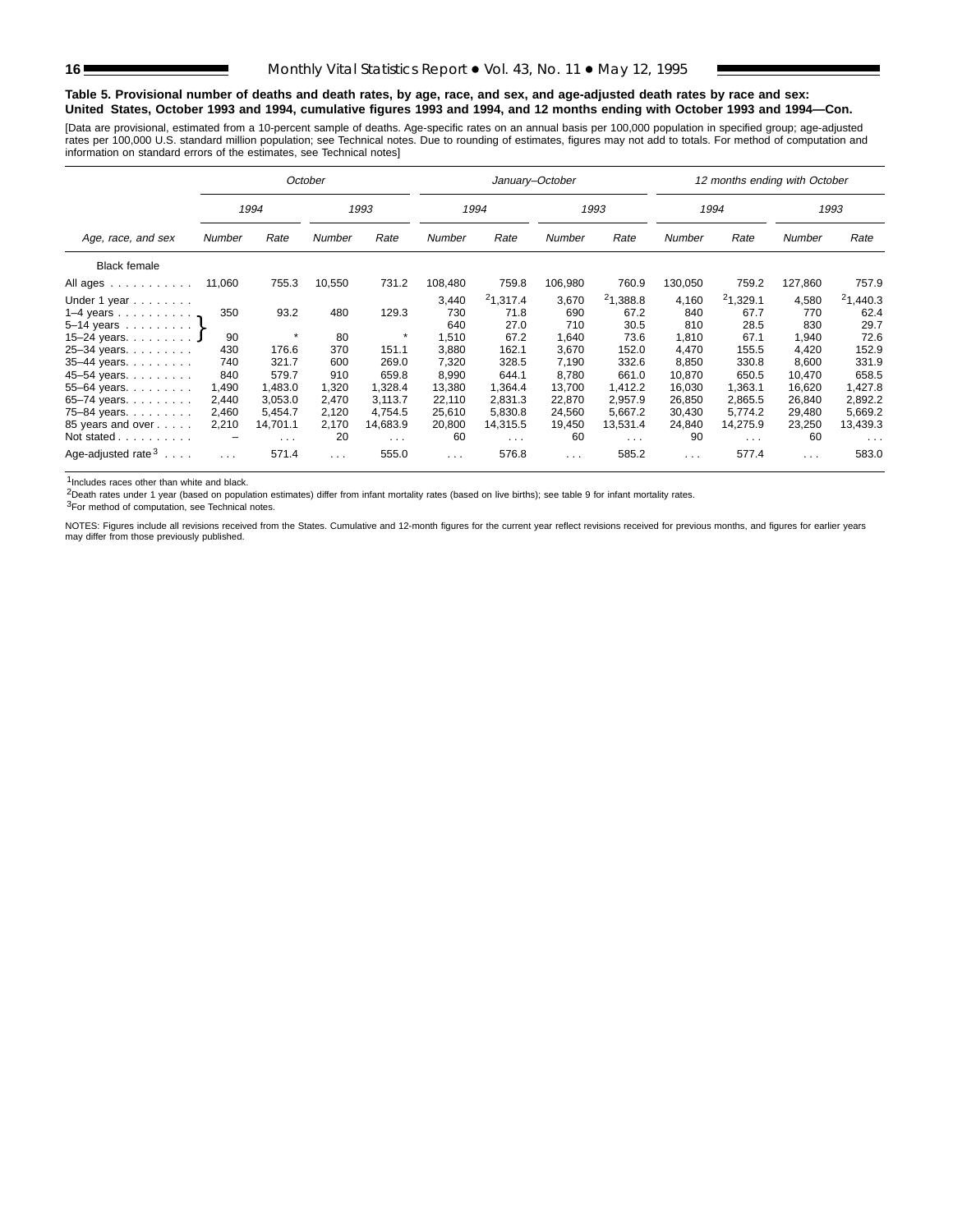**Table 5. Provisional number of deaths and death rates, by age, race, and sex, and age-adjusted death rates by race and sex: United States, October 1993 and 1994, cumulative figures 1993 and 1994, and 12 months ending with October 1993 and 1994—Con.**

[Data are provisional, estimated from a 10-percent sample of deaths. Age-specific rates on an annual basis per 100,000 population in specified group; age-adjusted rates per 100,000 U.S. standard million population; see Technical notes. Due to rounding of estimates, figures may not add to totals. For method of computation and information on standard errors of the estimates, see Technical notes]

| Age, race, and sex | *October* | | | | *January–October* | | | | *12 months ending with October* | | | |
|---|---|---|---|---|---|---|---|---|---|---|---|---|
| | *1994* | | *1993* | | *1994* | | *1993* | | *1994* | | *1993* | |
| | *Number* | *Rate* | *Number* | *Rate* | *Number* | *Rate* | *Number* | *Rate* | *Number* | *Rate* | *Number* | *Rate* |
| Black female | | | | | | | | | | | | |
| All ages | 11,060 | 755.3 | 10,550 | 731.2 | 108,480 | 759.8 | 106,980 | 760.9 | 130,050 | 759.2 | 127,860 | 757.9 |
| Under 1 year | | | | | 3,440 | [2]1,317.4 | 3,670 | [2]1,388.8 | 4,160 | [2]1,329.1 | 4,580 | [2]1,440.3 |
| 1–4 years, 5–14 years | 350 | 93.2 | 480 | 129.3 | | | | | | | | |
| 1–4 years | | | | | 730 | 71.8 | 690 | 67.2 | 840 | 67.7 | 770 | 62.4 |
| 5–14 years | | | | | 640 | 27.0 | 710 | 30.5 | 810 | 28.5 | 830 | 29.7 |
| 15–24 years | 90 | * | 80 | * | 1,510 | 67.2 | 1,640 | 73.6 | 1,810 | 67.1 | 1,940 | 72.6 |
| 25–34 years | 430 | 176.6 | 370 | 151.1 | 3,880 | 162.1 | 3,670 | 152.0 | 4,470 | 155.5 | 4,420 | 152.9 |
| 35–44 years | 740 | 321.7 | 600 | 269.0 | 7,320 | 328.5 | 7,190 | 332.6 | 8,850 | 330.8 | 8,600 | 331.9 |
| 45–54 years | 840 | 579.7 | 910 | 659.8 | 8,990 | 644.1 | 8,780 | 661.0 | 10,870 | 650.5 | 10,470 | 658.5 |
| 55–64 years | 1,490 | 1,483.0 | 1,320 | 1,328.4 | 13,380 | 1,364.4 | 13,700 | 1,412.2 | 16,030 | 1,363.1 | 16,620 | 1,427.8 |
| 65–74 years | 2,440 | 3,053.0 | 2,470 | 3,113.7 | 22,110 | 2,831.3 | 22,870 | 2,957.9 | 26,850 | 2,865.5 | 26,840 | 2,892.2 |
| 75–84 years | 2,460 | 5,454.7 | 2,120 | 4,754.5 | 25,610 | 5,830.8 | 24,560 | 5,667.2 | 30,430 | 5,774.2 | 29,480 | 5,669.2 |
| 85 years and over | 2,210 | 14,701.1 | 2,170 | 14,683.9 | 20,800 | 14,315.5 | 19,450 | 13,531.4 | 24,840 | 14,275.9 | 23,250 | 13,439.3 |
| Not stated | – | . . . | 20 | . . . | 60 | . . . | 60 | . . . | 90 | . . . | 60 | . . . |
| Age-adjusted rate[3] | . . . | 571.4 | . . . | 555.0 | . . . | 576.8 | . . . | 585.2 | . . . | 577.4 | . . . | 583.0 |

[1]Includes races other than white and black.

[2]Death rates under 1 year (based on population estimates) differ from infant mortality rates (based on live births); see table 9 for infant mortality rates.

[3]For method of computation, see Technical notes.

NOTES: Figures include all revisions received from the States. Cumulative and 12-month figures for the current year reflect revisions received for previous months, and figures for earlier years may differ from those previously published.

Note: In the October columns, the figures 350/93.2 and 480/129.3 are shown for the combined "Under 1 year, 1–4 years, 5–14 years" group (bracketed in the source).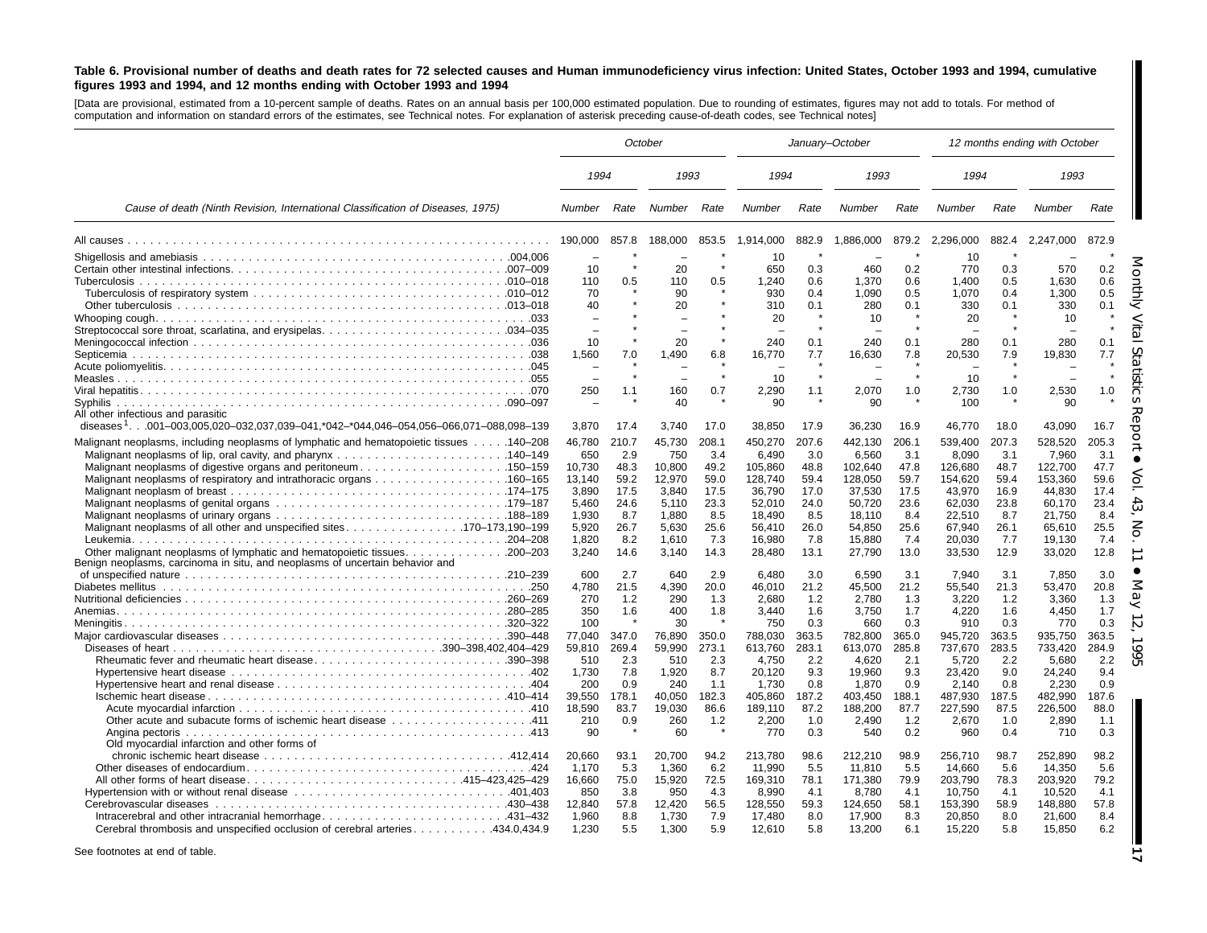**Table 6. Provisional number of deaths and death rates for 72 selected causes and Human immunodeficiency virus infection: United States, October 1993 and 1994, cumulative figures 1993 and 1994, and 12 months ending with October 1993 and 1994**

[Data are provisional, estimated from a 10-percent sample of deaths. Rates on an annual basis per 100,000 estimated population. Due to rounding of estimates, figures may not add to totals. For method of computation and information on standard errors of the estimates, see Technical notes. For explanation of asterisk preceding cause-of-death codes, see Technical notes]

| Cause of death (Ninth Revision, International Classification of Diseases, 1975) | October | | | | January–October | | | | 12 months ending with October | | | |
|---|---|---|---|---|---|---|---|---|---|---|---|---|
| | 1994 | | 1993 | | 1994 | | 1993 | | 1994 | | 1993 | |
| | Number | Rate | Number | Rate | Number | Rate | Number | Rate | Number | Rate | Number | Rate |
| All causes | 190,000 | 857.8 | 188,000 | 853.5 | 1,914,000 | 882.9 | 1,886,000 | 879.2 | 2,296,000 | 882.4 | 2,247,000 | 872.9 |
| Shigellosis and amebiasis .004,006 | – | * | – | * | 10 | * | – | * | 10 | * | – | * |
| Certain other intestinal infections .007–009 | 10 | * | 20 | * | 650 | 0.3 | 460 | 0.2 | 770 | 0.3 | 570 | 0.2 |
| Tuberculosis .010–018 | 110 | 0.5 | 110 | 0.5 | 1,240 | 0.6 | 1,370 | 0.6 | 1,400 | 0.5 | 1,630 | 0.6 |
| Tuberculosis of respiratory system .010–012 | 70 | * | 90 | * | 930 | 0.4 | 1,090 | 0.5 | 1,070 | 0.4 | 1,300 | 0.5 |
| Other tuberculosis .013–018 | 40 | * | 20 | * | 310 | 0.1 | 280 | 0.1 | 330 | 0.1 | 330 | 0.1 |
| Whooping cough .033 | – | * | – | * | 20 | * | 10 | * | 20 | * | 10 | * |
| Streptococcal sore throat, scarlatina, and erysipelas .034–035 | – | * | – | * | – | * | – | * | – | * | – | * |
| Meningococcal infection .036 | 10 | * | 20 | * | 240 | 0.1 | 240 | 0.1 | 280 | 0.1 | 280 | 0.1 |
| Septicemia .038 | 1,560 | 7.0 | 1,490 | 6.8 | 16,770 | 7.7 | 16,630 | 7.8 | 20,530 | 7.9 | 19,830 | 7.7 |
| Acute poliomyelitis .045 | – | * | – | * | – | * | – | * | – | * | – | * |
| Measles .055 | – | * | – | * | 10 | * | – | * | 10 | * | – | * |
| Viral hepatitis .070 | 250 | 1.1 | 160 | 0.7 | 2,290 | 1.1 | 2,070 | 1.0 | 2,730 | 1.0 | 2,530 | 1.0 |
| Syphilis .090–097 | – | * | 40 | * | 90 | * | 90 | * | 100 | * | 90 | * |
| All other infectious and parasitic diseases[1] .001–003,005,020–032,037,039–041,*042–*044,046–054,056–066,071–088,098–139 | 3,870 | 17.4 | 3,740 | 17.0 | 38,850 | 17.9 | 36,230 | 16.9 | 46,770 | 18.0 | 43,090 | 16.7 |
| Malignant neoplasms, including neoplasms of lymphatic and hematopoietic tissues .140–208 | 46,780 | 210.7 | 45,730 | 208.1 | 450,270 | 207.6 | 442,130 | 206.1 | 539,400 | 207.3 | 528,520 | 205.3 |
| Malignant neoplasms of lip, oral cavity, and pharynx .140–149 | 650 | 2.9 | 750 | 3.4 | 6,490 | 3.0 | 6,560 | 3.1 | 8,090 | 3.1 | 7,960 | 3.1 |
| Malignant neoplasms of digestive organs and peritoneum .150–159 | 10,730 | 48.3 | 10,800 | 49.2 | 105,860 | 48.8 | 102,640 | 47.8 | 126,680 | 48.7 | 122,700 | 47.7 |
| Malignant neoplasms of respiratory and intrathoracic organs .160–165 | 13,140 | 59.2 | 12,970 | 59.0 | 128,740 | 59.4 | 128,050 | 59.7 | 154,620 | 59.4 | 153,360 | 59.6 |
| Malignant neoplasms of breast .174–175 | 3,890 | 17.5 | 3,840 | 17.5 | 36,790 | 17.0 | 37,530 | 17.5 | 43,970 | 16.9 | 44,830 | 17.4 |
| Malignant neoplasms of genital organs .179–187 | 5,460 | 24.6 | 5,110 | 23.3 | 52,010 | 24.0 | 50,720 | 23.6 | 62,030 | 23.8 | 60,170 | 23.4 |
| Malignant neoplasms of urinary organs .188–189 | 1,930 | 8.7 | 1,880 | 8.5 | 18,490 | 8.5 | 18,110 | 8.4 | 22,510 | 8.7 | 21,750 | 8.4 |
| Malignant neoplasms of all other and unspecified sites .170–173,190–199 | 5,920 | 26.7 | 5,630 | 25.6 | 56,410 | 26.0 | 54,850 | 25.6 | 67,940 | 26.1 | 65,610 | 25.5 |
| Leukemia .204–208 | 1,820 | 8.2 | 1,610 | 7.3 | 16,980 | 7.8 | 15,880 | 7.4 | 20,030 | 7.7 | 19,130 | 7.4 |
| Other malignant neoplasms of lymphatic and hematopoietic tissues .200–203 | 3,240 | 14.6 | 3,140 | 14.3 | 28,480 | 13.1 | 27,790 | 13.0 | 33,530 | 12.9 | 33,020 | 12.8 |
| Benign neoplasms, carcinoma in situ, and neoplasms of uncertain behavior and of unspecified nature .210–239 | 600 | 2.7 | 640 | 2.9 | 6,480 | 3.0 | 6,590 | 3.1 | 7,940 | 3.1 | 7,850 | 3.0 |
| Diabetes mellitus .250 | 4,780 | 21.5 | 4,390 | 20.0 | 46,010 | 21.2 | 45,500 | 21.2 | 55,540 | 21.3 | 53,470 | 20.8 |
| Nutritional deficiencies .260–269 | 270 | 1.2 | 290 | 1.3 | 2,680 | 1.2 | 2,780 | 1.3 | 3,220 | 1.2 | 3,360 | 1.3 |
| Anemias .280–285 | 350 | 1.6 | 400 | 1.8 | 3,440 | 1.6 | 3,750 | 1.7 | 4,220 | 1.6 | 4,450 | 1.7 |
| Meningitis .320–322 | 100 | * | 30 | * | 750 | 0.3 | 660 | 0.3 | 910 | 0.3 | 770 | 0.3 |
| Major cardiovascular diseases .390–448 | 77,040 | 347.0 | 76,890 | 350.0 | 788,030 | 363.5 | 782,800 | 365.0 | 945,720 | 363.5 | 935,750 | 363.5 |
| Diseases of heart .390–398,402,404–429 | 59,810 | 269.4 | 59,990 | 273.1 | 613,760 | 283.1 | 613,070 | 285.8 | 737,670 | 283.5 | 733,420 | 284.9 |
| Rheumatic fever and rheumatic heart disease .390–398 | 510 | 2.3 | 510 | 2.3 | 4,750 | 2.2 | 4,620 | 2.1 | 5,720 | 2.2 | 5,680 | 2.2 |
| Hypertensive heart disease .402 | 1,730 | 7.8 | 1,920 | 8.7 | 20,120 | 9.3 | 19,960 | 9.3 | 23,420 | 9.0 | 24,240 | 9.4 |
| Hypertensive heart and renal disease .404 | 200 | 0.9 | 240 | 1.1 | 1,730 | 0.8 | 1,870 | 0.9 | 2,140 | 0.8 | 2,230 | 0.9 |
| Ischemic heart disease .410–414 | 39,550 | 178.1 | 40,050 | 182.3 | 405,860 | 187.2 | 403,450 | 188.1 | 487,930 | 187.5 | 482,990 | 187.6 |
| Acute myocardial infarction .410 | 18,590 | 83.7 | 19,030 | 86.6 | 189,110 | 87.2 | 188,200 | 87.7 | 227,590 | 87.5 | 226,500 | 88.0 |
| Other acute and subacute forms of ischemic heart disease .411 | 210 | 0.9 | 260 | 1.2 | 2,200 | 1.0 | 2,490 | 1.2 | 2,670 | 1.0 | 2,890 | 1.1 |
| Angina pectoris .413 | 90 | * | 60 | * | 770 | 0.3 | 540 | 0.2 | 960 | 0.4 | 710 | 0.3 |
| Old myocardial infarction and other forms of chronic ischemic heart disease .412,414 | 20,660 | 93.1 | 20,700 | 94.2 | 213,780 | 98.6 | 212,210 | 98.9 | 256,710 | 98.7 | 252,890 | 98.2 |
| Other diseases of endocardium .424 | 1,170 | 5.3 | 1,360 | 6.2 | 11,990 | 5.5 | 11,810 | 5.5 | 14,660 | 5.6 | 14,350 | 5.6 |
| All other forms of heart disease .415–423,425–429 | 16,660 | 75.0 | 15,920 | 72.5 | 169,310 | 78.1 | 171,380 | 79.9 | 203,790 | 78.3 | 203,920 | 79.2 |
| Hypertension with or without renal disease .401,403 | 850 | 3.8 | 950 | 4.3 | 8,990 | 4.1 | 8,780 | 4.1 | 10,750 | 4.1 | 10,520 | 4.1 |
| Cerebrovascular diseases .430–438 | 12,840 | 57.8 | 12,420 | 56.5 | 128,550 | 59.3 | 124,650 | 58.1 | 153,390 | 58.9 | 148,880 | 57.8 |
| Intracerebral and other intracranial hemorrhage .431–432 | 1,960 | 8.8 | 1,730 | 7.9 | 17,480 | 8.0 | 17,900 | 8.3 | 20,850 | 8.0 | 21,600 | 8.4 |
| Cerebral thrombosis and unspecified occlusion of cerebral arteries .434.0,434.9 | 1,230 | 5.5 | 1,300 | 5.9 | 12,610 | 5.8 | 13,200 | 6.1 | 15,220 | 5.8 | 15,850 | 6.2 |

See footnotes at end of table.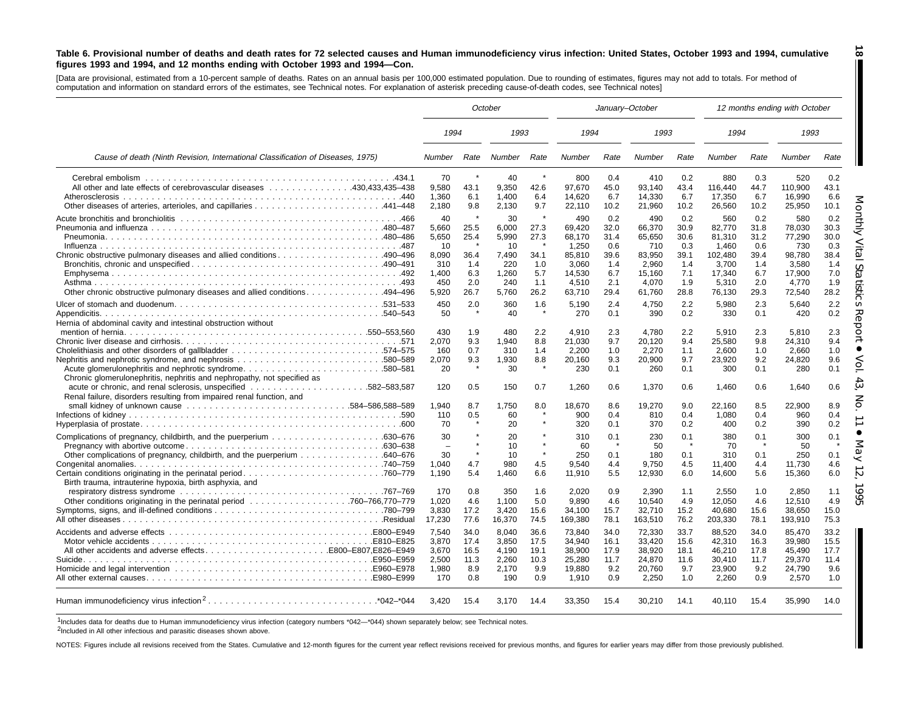**Table 6. Provisional number of deaths and death rates for 72 selected causes and Human immunodeficiency virus infection: United States, October 1993 and 1994, cumulative figures 1993 and 1994, and 12 months ending with October 1993 and 1994—Con.**

[Data are provisional, estimated from a 10-percent sample of deaths. Rates on an annual basis per 100,000 estimated population. Due to rounding of estimates, figures may not add to totals. For method of computation and information on standard errors of the estimates, see Technical notes. For explanation of asterisk preceding cause-of-death codes, see Technical notes]

| Cause of death (Ninth Revision, International Classification of Diseases, 1975) | October | | | | January–October | | | | 12 months ending with October | | | |
|---|---|---|---|---|---|---|---|---|---|---|---|---|
| | 1994 | | 1993 | | 1994 | | 1993 | | 1994 | | 1993 | |
| | Number | Rate | Number | Rate | Number | Rate | Number | Rate | Number | Rate | Number | Rate |
| Cerebral embolism .434.1 | 70 | * | 40 | * | 800 | 0.4 | 410 | 0.2 | 880 | 0.3 | 520 | 0.2 |
| All other and late effects of cerebrovascular diseases .430,433,435–438 | 9,580 | 43.1 | 9,350 | 42.6 | 97,670 | 45.0 | 93,140 | 43.4 | 116,440 | 44.7 | 110,900 | 43.1 |
| Atherosclerosis .440 | 1,360 | 6.1 | 1,400 | 6.4 | 14,620 | 6.7 | 14,330 | 6.7 | 17,350 | 6.7 | 16,990 | 6.6 |
| Other diseases of arteries, arterioles, and capillaries .441–448 | 2,180 | 9.8 | 2,130 | 9.7 | 22,110 | 10.2 | 21,960 | 10.2 | 26,560 | 10.2 | 25,950 | 10.1 |
| Acute bronchitis and bronchiolitis .466 | 40 | * | 30 | * | 490 | 0.2 | 490 | 0.2 | 560 | 0.2 | 580 | 0.2 |
| Pneumonia and influenza .480–487 | 5,660 | 25.5 | 6,000 | 27.3 | 69,420 | 32.0 | 66,370 | 30.9 | 82,770 | 31.8 | 78,030 | 30.3 |
| Pneumonia .480–486 | 5,650 | 25.4 | 5,990 | 27.3 | 68,170 | 31.4 | 65,650 | 30.6 | 81,310 | 31.2 | 77,290 | 30.0 |
| Influenza .487 | 10 | * | 10 | * | 1,250 | 0.6 | 710 | 0.3 | 1,460 | 0.6 | 730 | 0.3 |
| Chronic obstructive pulmonary diseases and allied conditions .490–496 | 8,090 | 36.4 | 7,490 | 34.1 | 85,810 | 39.6 | 83,950 | 39.1 | 102,480 | 39.4 | 98,780 | 38.4 |
| Bronchitis, chronic and unspecified .490–491 | 310 | 1.4 | 220 | 1.0 | 3,060 | 1.4 | 2,960 | 1.4 | 3,700 | 1.4 | 3,580 | 1.4 |
| Emphysema .492 | 1,400 | 6.3 | 1,260 | 5.7 | 14,530 | 6.7 | 15,160 | 7.1 | 17,340 | 6.7 | 17,900 | 7.0 |
| Asthma .493 | 450 | 2.0 | 240 | 1.1 | 4,510 | 2.1 | 4,070 | 1.9 | 5,310 | 2.0 | 4,770 | 1.9 |
| Other chronic obstructive pulmonary diseases and allied conditions .494–496 | 5,920 | 26.7 | 5,760 | 26.2 | 63,710 | 29.4 | 61,760 | 28.8 | 76,130 | 29.3 | 72,540 | 28.2 |
| Ulcer of stomach and duodenum .531–533 | 450 | 2.0 | 360 | 1.6 | 5,190 | 2.4 | 4,750 | 2.2 | 5,980 | 2.3 | 5,640 | 2.2 |
| Appendicitis .540–543 | 50 | * | 40 | * | 270 | 0.1 | 390 | 0.2 | 330 | 0.1 | 420 | 0.2 |
| Hernia of abdominal cavity and intestinal obstruction without mention of hernia .550–553,560 | 430 | 1.9 | 480 | 2.2 | 4,910 | 2.3 | 4,780 | 2.2 | 5,910 | 2.3 | 5,810 | 2.3 |
| Chronic liver disease and cirrhosis .571 | 2,070 | 9.3 | 1,940 | 8.8 | 21,030 | 9.7 | 20,120 | 9.4 | 25,580 | 9.8 | 24,310 | 9.4 |
| Cholelithiasis and other disorders of gallbladder .574–575 | 160 | 0.7 | 310 | 1.4 | 2,200 | 1.0 | 2,270 | 1.1 | 2,600 | 1.0 | 2,660 | 1.0 |
| Nephritis, nephrotic syndrome, and nephrosis .580–589 | 2,070 | 9.3 | 1,930 | 8.8 | 20,160 | 9.3 | 20,900 | 9.7 | 23,920 | 9.2 | 24,820 | 9.6 |
| Acute glomerulonephritis and nephrotic syndrome .580–581 | 20 | * | 30 | * | 230 | 0.1 | 260 | 0.1 | 300 | 0.1 | 280 | 0.1 |
| Chronic glomerulonephritis, nephritis and nephropathy, not specified as acute or chronic, and renal sclerosis, unspecified .582–583,587 | 120 | 0.5 | 150 | 0.7 | 1,260 | 0.6 | 1,370 | 0.6 | 1,460 | 0.6 | 1,640 | 0.6 |
| Renal failure, disorders resulting from impaired renal function, and small kidney of unknown cause .584–586,588–589 | 1,940 | 8.7 | 1,750 | 8.0 | 18,670 | 8.6 | 19,270 | 9.0 | 22,160 | 8.5 | 22,900 | 8.9 |
| Infections of kidney .590 | 110 | 0.5 | 60 | * | 900 | 0.4 | 810 | 0.4 | 1,080 | 0.4 | 960 | 0.4 |
| Hyperplasia of prostate .600 | 70 | * | 20 | * | 320 | 0.1 | 370 | 0.2 | 400 | 0.2 | 390 | 0.2 |
| Complications of pregnancy, childbirth, and the puerperium .630–676 | 30 | * | 20 | * | 310 | 0.1 | 230 | 0.1 | 380 | 0.1 | 300 | 0.1 |
| Pregnancy with abortive outcome .630–638 | – | * | 10 | * | 60 | * | 50 | * | 70 | * | 50 | * |
| Other complications of pregnancy, childbirth, and the puerperium .640–676 | 30 | * | 10 | * | 250 | 0.1 | 180 | 0.1 | 310 | 0.1 | 250 | 0.1 |
| Congenital anomalies .740–759 | 1,040 | 4.7 | 980 | 4.5 | 9,540 | 4.4 | 9,750 | 4.5 | 11,400 | 4.4 | 11,730 | 4.6 |
| Certain conditions originating in the perinatal period .760–779 | 1,190 | 5.4 | 1,460 | 6.6 | 11,910 | 5.5 | 12,930 | 6.0 | 14,600 | 5.6 | 15,360 | 6.0 |
| Birth trauma, intrauterine hypoxia, birth asphyxia, and respiratory distress syndrome .767–769 | 170 | 0.8 | 350 | 1.6 | 2,020 | 0.9 | 2,390 | 1.1 | 2,550 | 1.0 | 2,850 | 1.1 |
| Other conditions originating in the perinatal period .760–766,770–779 | 1,020 | 4.6 | 1,100 | 5.0 | 9,890 | 4.6 | 10,540 | 4.9 | 12,050 | 4.6 | 12,510 | 4.9 |
| Symptoms, signs, and ill-defined conditions .780–799 | 3,830 | 17.2 | 3,420 | 15.6 | 34,100 | 15.7 | 32,710 | 15.2 | 40,680 | 15.6 | 38,650 | 15.0 |
| All other diseases .Residual | 17,230 | 77.6 | 16,370 | 74.5 | 169,380 | 78.1 | 163,510 | 76.2 | 203,330 | 78.1 | 193,910 | 75.3 |
| Accidents and adverse effects .E800–E949 | 7,540 | 34.0 | 8,040 | 36.6 | 73,840 | 34.0 | 72,330 | 33.7 | 88,520 | 34.0 | 85,470 | 33.2 |
| Motor vehicle accidents .E810–E825 | 3,870 | 17.4 | 3,850 | 17.5 | 34,940 | 16.1 | 33,420 | 15.6 | 42,310 | 16.3 | 39,980 | 15.5 |
| All other accidents and adverse effects .E800–E807,E826–E949 | 3,670 | 16.5 | 4,190 | 19.1 | 38,900 | 17.9 | 38,920 | 18.1 | 46,210 | 17.8 | 45,490 | 17.7 |
| Suicide .E950–E959 | 2,500 | 11.3 | 2,260 | 10.3 | 25,280 | 11.7 | 24,870 | 11.6 | 30,410 | 11.7 | 29,370 | 11.4 |
| Homicide and legal intervention .E960–E978 | 1,980 | 8.9 | 2,170 | 9.9 | 19,880 | 9.2 | 20,760 | 9.7 | 23,900 | 9.2 | 24,790 | 9.6 |
| All other external causes .E980–E999 | 170 | 0.8 | 190 | 0.9 | 1,910 | 0.9 | 2,250 | 1.0 | 2,260 | 0.9 | 2,570 | 1.0 |
| Human immunodeficiency virus infection[2] .*042–*044 | 3,420 | 15.4 | 3,170 | 14.4 | 33,350 | 15.4 | 30,210 | 14.1 | 40,110 | 15.4 | 35,990 | 14.0 |

[1]Includes data for deaths due to Human immunodeficiency virus infection (category numbers *042—*044) shown separately below; see Technical notes.

[2]Included in All other infectious and parasitic diseases shown above.

NOTES: Figures include all revisions received from the States. Cumulative and 12-month figures for the current year reflect revisions received for previous months, and figures for earlier years may differ from those previously published.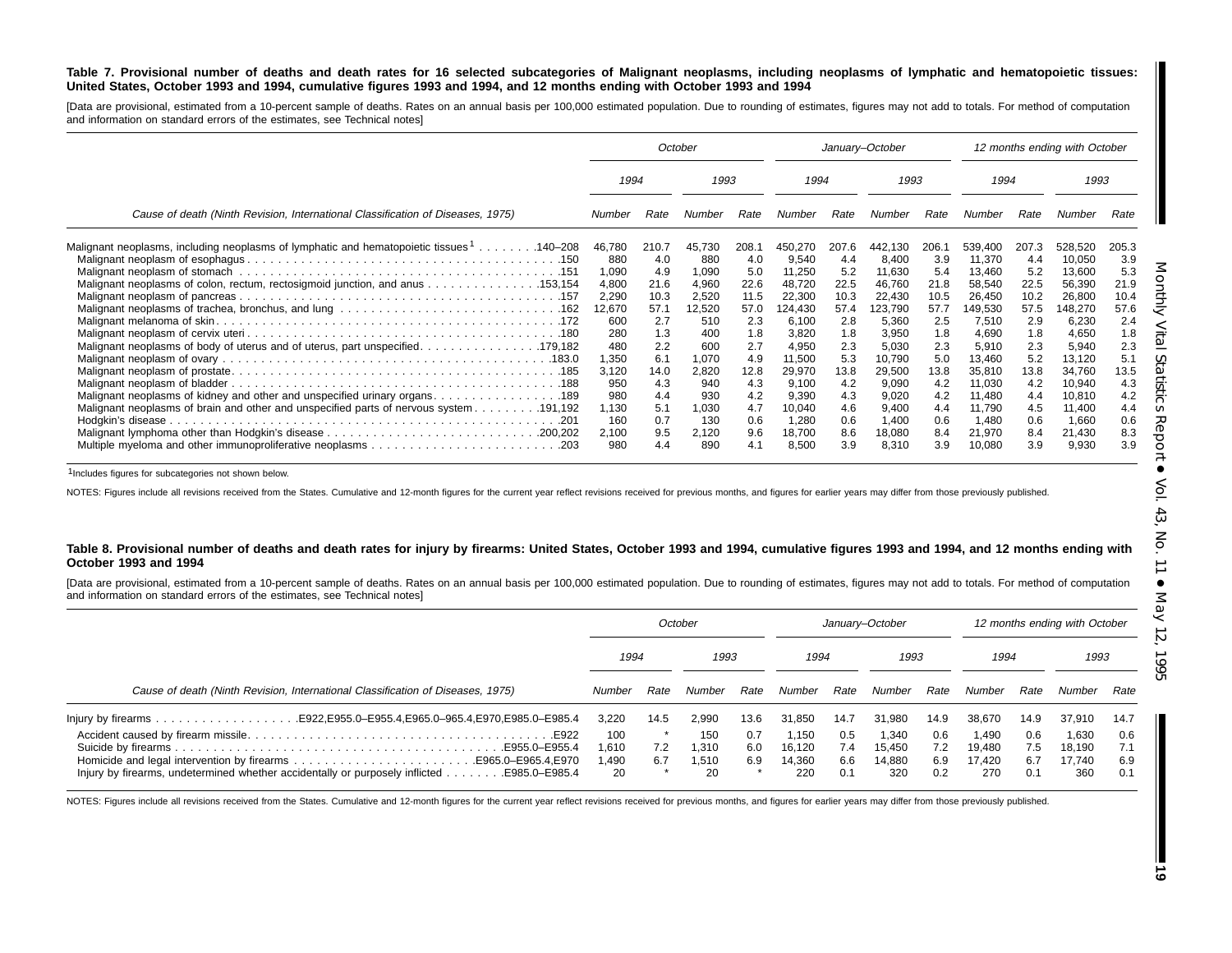**Table 7. Provisional number of deaths and death rates for 16 selected subcategories of Malignant neoplasms, including neoplasms of lymphatic and hematopoietic tissues: United States, October 1993 and 1994, cumulative figures 1993 and 1994, and 12 months ending with October 1993 and 1994**

[Data are provisional, estimated from a 10-percent sample of deaths. Rates on an annual basis per 100,000 estimated population. Due to rounding of estimates, figures may not add to totals. For method of computation and information on standard errors of the estimates, see Technical notes]

| Cause of death (Ninth Revision, International Classification of Diseases, 1975) | October | | | | January–October | | | | 12 months ending with October | | | |
|---|---|---|---|---|---|---|---|---|---|---|---|---|
| | 1994 | | 1993 | | 1994 | | 1993 | | 1994 | | 1993 | |
| | Number | Rate | Number | Rate | Number | Rate | Number | Rate | Number | Rate | Number | Rate |
| Malignant neoplasms, including neoplasms of lymphatic and hematopoietic tissues[1] . . . . . . . .140–208 | 46,780 | 210.7 | 45,730 | 208.1 | 450,270 | 207.6 | 442,130 | 206.1 | 539,400 | 207.3 | 528,520 | 205.3 |
| Malignant neoplasm of esophagus . . . . . . . . . . . . . . . . . . . . . . . . . . . . . . . . . . . . . . . . .150 | 880 | 4.0 | 880 | 4.0 | 9,540 | 4.4 | 8,400 | 3.9 | 11,370 | 4.4 | 10,050 | 3.9 |
| Malignant neoplasm of stomach . . . . . . . . . . . . . . . . . . . . . . . . . . . . . . . . . . . . . . . . .151 | 1,090 | 4.9 | 1,090 | 5.0 | 11,250 | 5.2 | 11,630 | 5.4 | 13,460 | 5.2 | 13,600 | 5.3 |
| Malignant neoplasms of colon, rectum, rectosigmoid junction, and anus . . . . . . . . . . . . . . .153,154 | 4,800 | 21.6 | 4,960 | 22.6 | 48,720 | 22.5 | 46,760 | 21.8 | 58,540 | 22.5 | 56,390 | 21.9 |
| Malignant neoplasm of pancreas . . . . . . . . . . . . . . . . . . . . . . . . . . . . . . . . . . . . . . . . .157 | 2,290 | 10.3 | 2,520 | 11.5 | 22,300 | 10.3 | 22,430 | 10.5 | 26,450 | 10.2 | 26,800 | 10.4 |
| Malignant neoplasms of trachea, bronchus, and lung . . . . . . . . . . . . . . . . . . . . . . . . . . . .162 | 12,670 | 57.1 | 12,520 | 57.0 | 124,430 | 57.4 | 123,790 | 57.7 | 149,530 | 57.5 | 148,270 | 57.6 |
| Malignant melanoma of skin . . . . . . . . . . . . . . . . . . . . . . . . . . . . . . . . . . . . . . . . . .172 | 600 | 2.7 | 510 | 2.3 | 6,100 | 2.8 | 5,360 | 2.5 | 7,510 | 2.9 | 6,230 | 2.4 |
| Malignant neoplasm of cervix uteri . . . . . . . . . . . . . . . . . . . . . . . . . . . . . . . . . . . . . . .180 | 280 | 1.3 | 400 | 1.8 | 3,820 | 1.8 | 3,950 | 1.8 | 4,690 | 1.8 | 4,650 | 1.8 |
| Malignant neoplasms of body of uterus and of uterus, part unspecified. . . . . . . . . . . . . . . .179,182 | 480 | 2.2 | 600 | 2.7 | 4,950 | 2.3 | 5,030 | 2.3 | 5,910 | 2.3 | 5,940 | 2.3 |
| Malignant neoplasm of ovary . . . . . . . . . . . . . . . . . . . . . . . . . . . . . . . . . . . . . . . . .183.0 | 1,350 | 6.1 | 1,070 | 4.9 | 11,500 | 5.3 | 10,790 | 5.0 | 13,460 | 5.2 | 13,120 | 5.1 |
| Malignant neoplasm of prostate. . . . . . . . . . . . . . . . . . . . . . . . . . . . . . . . . . . . . . . . .185 | 3,120 | 14.0 | 2,820 | 12.8 | 29,970 | 13.8 | 29,500 | 13.8 | 35,810 | 13.8 | 34,760 | 13.5 |
| Malignant neoplasm of bladder . . . . . . . . . . . . . . . . . . . . . . . . . . . . . . . . . . . . . . . . .188 | 950 | 4.3 | 940 | 4.3 | 9,100 | 4.2 | 9,090 | 4.2 | 11,030 | 4.2 | 10,940 | 4.3 |
| Malignant neoplasms of kidney and other and unspecified urinary organs. . . . . . . . . . . . . . . . .189 | 980 | 4.4 | 930 | 4.2 | 9,390 | 4.3 | 9,020 | 4.2 | 11,480 | 4.4 | 10,810 | 4.2 |
| Malignant neoplasms of brain and other and unspecified parts of nervous system . . . . . . . . .191,192 | 1,130 | 5.1 | 1,030 | 4.7 | 10,040 | 4.6 | 9,400 | 4.4 | 11,790 | 4.5 | 11,400 | 4.4 |
| Hodgkin's disease . . . . . . . . . . . . . . . . . . . . . . . . . . . . . . . . . . . . . . . . . . . . . . . .201 | 160 | 0.7 | 130 | 0.6 | 1,280 | 0.6 | 1,400 | 0.6 | 1,480 | 0.6 | 1,660 | 0.6 |
| Malignant lymphoma other than Hodgkin's disease . . . . . . . . . . . . . . . . . . . . . . . . . . .200,202 | 2,100 | 9.5 | 2,120 | 9.6 | 18,700 | 8.6 | 18,080 | 8.4 | 21,970 | 8.4 | 21,430 | 8.3 |
| Multiple myeloma and other immunoproliferative neoplasms . . . . . . . . . . . . . . . . . . . . . . . . .203 | 980 | 4.4 | 890 | 4.1 | 8,500 | 3.9 | 8,310 | 3.9 | 10,080 | 3.9 | 9,930 | 3.9 |

[1]Includes figures for subcategories not shown below.

NOTES: Figures include all revisions received from the States. Cumulative and 12-month figures for the current year reflect revisions received for previous months, and figures for earlier years may differ from those previously published.

**Table 8. Provisional number of deaths and death rates for injury by firearms: United States, October 1993 and 1994, cumulative figures 1993 and 1994, and 12 months ending with October 1993 and 1994**

[Data are provisional, estimated from a 10-percent sample of deaths. Rates on an annual basis per 100,000 estimated population. Due to rounding of estimates, figures may not add to totals. For method of computation and information on standard errors of the estimates, see Technical notes]

| Cause of death (Ninth Revision, International Classification of Diseases, 1975) | October | | | | January–October | | | | 12 months ending with October | | | |
|---|---|---|---|---|---|---|---|---|---|---|---|---|
| | 1994 | | 1993 | | 1994 | | 1993 | | 1994 | | 1993 | |
| | Number | Rate | Number | Rate | Number | Rate | Number | Rate | Number | Rate | Number | Rate |
| Injury by firearms . . . . . . . . . . . . . . . . . . .E922,E955.0–E955.4,E965.0–965.4,E970,E985.0–E985.4 | 3,220 | 14.5 | 2,990 | 13.6 | 31,850 | 14.7 | 31,980 | 14.9 | 38,670 | 14.9 | 37,910 | 14.7 |
| Accident caused by firearm missile. . . . . . . . . . . . . . . . . . . . . . . . . . . . . . . . . . . . . . . .E922 | 100 | * | 150 | 0.7 | 1,150 | 0.5 | 1,340 | 0.6 | 1,490 | 0.6 | 1,630 | 0.6 |
| Suicide by firearms . . . . . . . . . . . . . . . . . . . . . . . . . . . . . . . . . . . . . . . . . . . .E955.0–E955.4 | 1,610 | 7.2 | 1,310 | 6.0 | 16,120 | 7.4 | 15,450 | 7.2 | 19,480 | 7.5 | 18,190 | 7.1 |
| Homicide and legal intervention by firearms . . . . . . . . . . . . . . . . . . . . . . . .E965.0–E965.4,E970 | 1,490 | 6.7 | 1,510 | 6.9 | 14,360 | 6.6 | 14,880 | 6.9 | 17,420 | 6.7 | 17,740 | 6.9 |
| Injury by firearms, undetermined whether accidentally or purposely inflicted . . . . . . . .E985.0–E985.4 | 20 | * | 20 | * | 220 | 0.1 | 320 | 0.2 | 270 | 0.1 | 360 | 0.1 |

NOTES: Figures include all revisions received from the States. Cumulative and 12-month figures for the current year reflect revisions received for previous months, and figures for earlier years may differ from those previously published.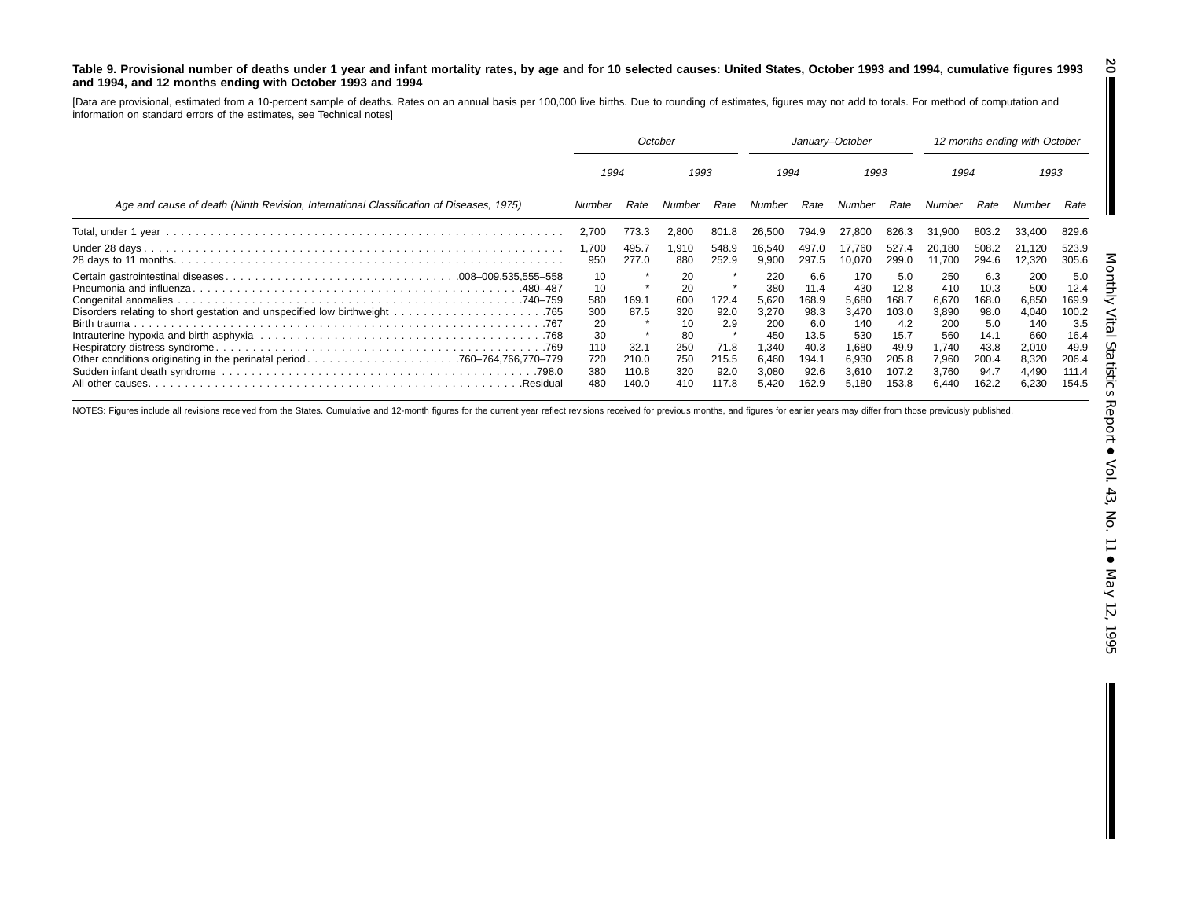**Table 9. Provisional number of deaths under 1 year and infant mortality rates, by age and for 10 selected causes: United States, October 1993 and 1994, cumulative figures 1993 and 1994, and 12 months ending with October 1993 and 1994**

[Data are provisional, estimated from a 10-percent sample of deaths. Rates on an annual basis per 100,000 live births. Due to rounding of estimates, figures may not add to totals. For method of computation and information on standard errors of the estimates, see Technical notes]

| Age and cause of death (Ninth Revision, International Classification of Diseases, 1975) | October | | | | January–October | | | | 12 months ending with October | | | |
|---|---|---|---|---|---|---|---|---|---|---|---|---|
| | 1994 | | 1993 | | 1994 | | 1993 | | 1994 | | 1993 | |
| | Number | Rate | Number | Rate | Number | Rate | Number | Rate | Number | Rate | Number | Rate |
| Total, under 1 year | 2,700 | 773.3 | 2,800 | 801.8 | 26,500 | 794.9 | 27,800 | 826.3 | 31,900 | 803.2 | 33,400 | 829.6 |
| Under 28 days | 1,700 | 495.7 | 1,910 | 548.9 | 16,540 | 497.0 | 17,760 | 527.4 | 20,180 | 508.2 | 21,120 | 523.9 |
| 28 days to 11 months | 950 | 277.0 | 880 | 252.9 | 9,900 | 297.5 | 10,070 | 299.0 | 11,700 | 294.6 | 12,320 | 305.6 |
| Certain gastrointestinal diseases 008–009,535,555–558 | 10 | * | 20 | * | 220 | 6.6 | 170 | 5.0 | 250 | 6.3 | 200 | 5.0 |
| Pneumonia and influenza 480–487 | 10 | * | 20 | * | 380 | 11.4 | 430 | 12.8 | 410 | 10.3 | 500 | 12.4 |
| Congenital anomalies 740–759 | 580 | 169.1 | 600 | 172.4 | 5,620 | 168.9 | 5,680 | 168.7 | 6,670 | 168.0 | 6,850 | 169.9 |
| Disorders relating to short gestation and unspecified low birthweight 765 | 300 | 87.5 | 320 | 92.0 | 3,270 | 98.3 | 3,470 | 103.0 | 3,890 | 98.0 | 4,040 | 100.2 |
| Birth trauma 767 | 20 | * | 10 | 2.9 | 200 | 6.0 | 140 | 4.2 | 200 | 5.0 | 140 | 3.5 |
| Intrauterine hypoxia and birth asphyxia 768 | 30 | * | 80 | * | 450 | 13.5 | 530 | 15.7 | 560 | 14.1 | 660 | 16.4 |
| Respiratory distress syndrome 769 | 110 | 32.1 | 250 | 71.8 | 1,340 | 40.3 | 1,680 | 49.9 | 1,740 | 43.8 | 2,010 | 49.9 |
| Other conditions originating in the perinatal period 760–764,766,770–779 | 720 | 210.0 | 750 | 215.5 | 6,460 | 194.1 | 6,930 | 205.8 | 7,960 | 200.4 | 8,320 | 206.4 |
| Sudden infant death syndrome 798.0 | 380 | 110.8 | 320 | 92.0 | 3,080 | 92.6 | 3,610 | 107.2 | 3,760 | 94.7 | 4,490 | 111.4 |
| All other causes Residual | 480 | 140.0 | 410 | 117.8 | 5,420 | 162.9 | 5,180 | 153.8 | 6,440 | 162.2 | 6,230 | 154.5 |

NOTES: Figures include all revisions received from the States. Cumulative and 12-month figures for the current year reflect revisions received for previous months, and figures for earlier years may differ from those previously published.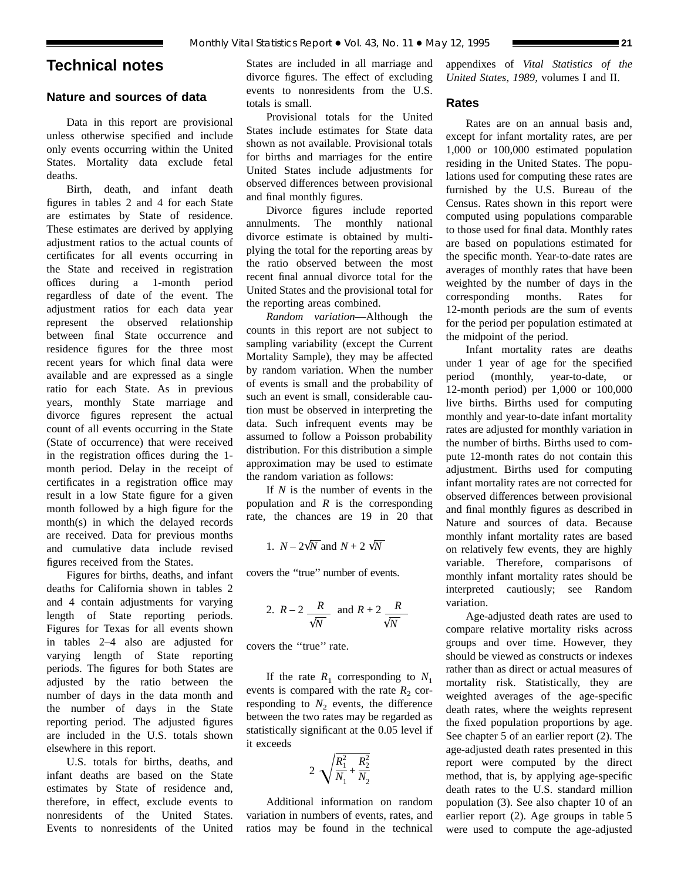# Technical notes

## Nature and sources of data

Data in this report are provisional unless otherwise specified and include only events occurring within the United States. Mortality data exclude fetal deaths.

Birth, death, and infant death figures in tables 2 and 4 for each State are estimates by State of residence. These estimates are derived by applying adjustment ratios to the actual counts of certificates for all events occurring in the State and received in registration offices during a 1-month period regardless of date of the event. The adjustment ratios for each data year represent the observed relationship between final State occurrence and residence figures for the three most recent years for which final data were available and are expressed as a single ratio for each State. As in previous years, monthly State marriage and divorce figures represent the actual count of all events occurring in the State (State of occurrence) that were received in the registration offices during the 1-month period. Delay in the receipt of certificates in a registration office may result in a low State figure for a given month followed by a high figure for the month(s) in which the delayed records are received. Data for previous months and cumulative data include revised figures received from the States.

Figures for births, deaths, and infant deaths for California shown in tables 2 and 4 contain adjustments for varying length of State reporting periods. Figures for Texas for all events shown in tables 2–4 also are adjusted for varying length of State reporting periods. The figures for both States are adjusted by the ratio between the number of days in the data month and the number of days in the State reporting period. The adjusted figures are included in the U.S. totals shown elsewhere in this report.

U.S. totals for births, deaths, and infant deaths are based on the State estimates by State of residence and, therefore, in effect, exclude events to nonresidents of the United States. Events to nonresidents of the United States are included in all marriage and divorce figures. The effect of excluding events to nonresidents from the U.S. totals is small.

Provisional totals for the United States include estimates for State data shown as not available. Provisional totals for births and marriages for the entire United States include adjustments for observed differences between provisional and final monthly figures.

Divorce figures include reported annulments. The monthly national divorce estimate is obtained by multiplying the total for the reporting areas by the ratio observed between the most recent final annual divorce total for the United States and the provisional total for the reporting areas combined.

*Random variation*—Although the counts in this report are not subject to sampling variability (except the Current Mortality Sample), they may be affected by random variation. When the number of events is small and the probability of such an event is small, considerable caution must be observed in interpreting the data. Such infrequent events may be assumed to follow a Poisson probability distribution. For this distribution a simple approximation may be used to estimate the random variation as follows:

If $N$ is the number of events in the population and $R$ is the corresponding rate, the chances are 19 in 20 that

1. $N - 2\sqrt{N}$ and $N + 2\sqrt{N}$

covers the "true" number of events.

2. $R - 2\dfrac{R}{\sqrt{N}}$ and $R + 2\dfrac{R}{\sqrt{N}}$

covers the "true" rate.

If the rate $R_1$ corresponding to $N_1$ events is compared with the rate $R_2$ corresponding to $N_2$ events, the difference between the two rates may be regarded as statistically significant at the 0.05 level if it exceeds

$$2\sqrt{\frac{R_1^2}{N_1} + \frac{R_2^2}{N_2}}$$

Additional information on random variation in numbers of events, rates, and ratios may be found in the technical appendixes of *Vital Statistics of the United States, 1989*, volumes I and II.

## Rates

Rates are on an annual basis and, except for infant mortality rates, are per 1,000 or 100,000 estimated population residing in the United States. The populations used for computing these rates are furnished by the U.S. Bureau of the Census. Rates shown in this report were computed using populations comparable to those used for final data. Monthly rates are based on populations estimated for the specific month. Year-to-date rates are averages of monthly rates that have been weighted by the number of days in the corresponding months. Rates for 12-month periods are the sum of events for the period per population estimated at the midpoint of the period.

Infant mortality rates are deaths under 1 year of age for the specified period (monthly, year-to-date, or 12-month period) per 1,000 or 100,000 live births. Births used for computing monthly and year-to-date infant mortality rates are adjusted for monthly variation in the number of births. Births used to compute 12-month rates do not contain this adjustment. Births used for computing infant mortality rates are not corrected for observed differences between provisional and final monthly figures as described in Nature and sources of data. Because monthly infant mortality rates are based on relatively few events, they are highly variable. Therefore, comparisons of monthly infant mortality rates should be interpreted cautiously; see Random variation.

Age-adjusted death rates are used to compare relative mortality risks across groups and over time. However, they should be viewed as constructs or indexes rather than as direct or actual measures of mortality risk. Statistically, they are weighted averages of the age-specific death rates, where the weights represent the fixed population proportions by age. See chapter 5 of an earlier report (2). The age-adjusted death rates presented in this report were computed by the direct method, that is, by applying age-specific death rates to the U.S. standard million population (3). See also chapter 10 of an earlier report (2). Age groups in table 5 were used to compute the age-adjusted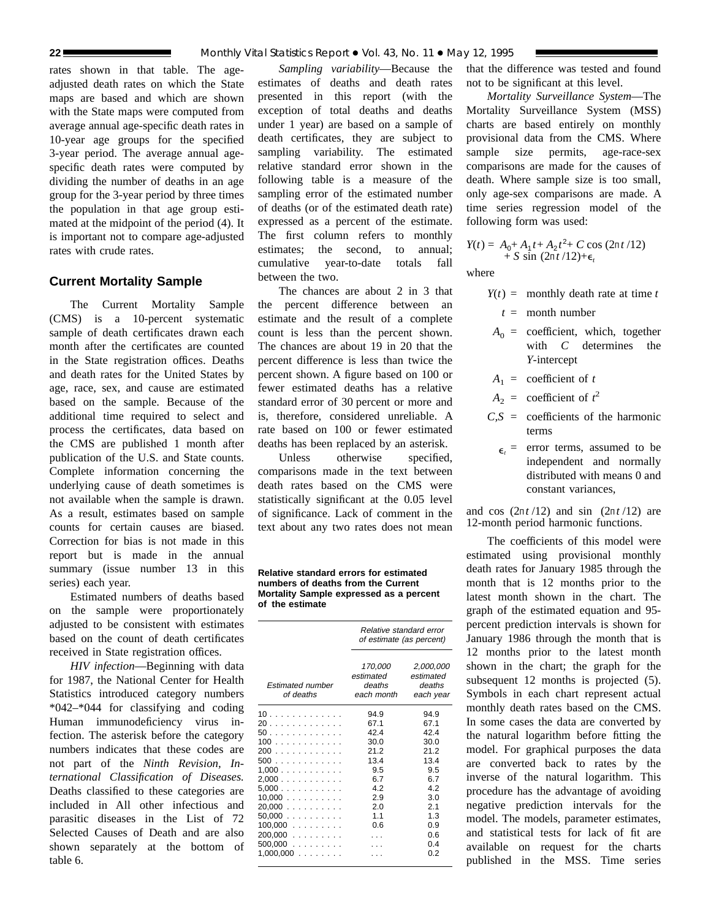rates shown in that table. The age-adjusted death rates on which the State maps are based and which are shown with the State maps were computed from average annual age-specific death rates in 10-year age groups for the specified 3-year period. The average annual age-specific death rates were computed by dividing the number of deaths in an age group for the 3-year period by three times the population in that age group estimated at the midpoint of the period (4). It is important not to compare age-adjusted rates with crude rates.

## Current Mortality Sample

The Current Mortality Sample (CMS) is a 10-percent systematic sample of death certificates drawn each month after the certificates are counted in the State registration offices. Deaths and death rates for the United States by age, race, sex, and cause are estimated based on the sample. Because of the additional time required to select and process the certificates, data based on the CMS are published 1 month after publication of the U.S. and State counts. Complete information concerning the underlying cause of death sometimes is not available when the sample is drawn. As a result, estimates based on sample counts for certain causes are biased. Correction for bias is not made in this report but is made in the annual summary (issue number 13 in this series) each year.

Estimated numbers of deaths based on the sample were proportionately adjusted to be consistent with estimates based on the count of death certificates received in State registration offices.

*HIV infection*—Beginning with data for 1987, the National Center for Health Statistics introduced category numbers *042–*044 for classifying and coding Human immunodeficiency virus infection. The asterisk before the category numbers indicates that these codes are not part of the *Ninth Revision, International Classification of Diseases.* Deaths classified to these categories are included in All other infectious and parasitic diseases in the List of 72 Selected Causes of Death and are also shown separately at the bottom of table 6.

*Sampling variability*—Because the estimates of deaths and death rates presented in this report (with the exception of total deaths and deaths under 1 year) are based on a sample of death certificates, they are subject to sampling variability. The estimated relative standard error shown in the following table is a measure of the sampling error of the estimated number of deaths (or of the estimated death rate) expressed as a percent of the estimate. The first column refers to monthly estimates; the second, to annual; cumulative year-to-date totals fall between the two.

The chances are about 2 in 3 that the percent difference between an estimate and the result of a complete count is less than the percent shown. The chances are about 19 in 20 that the percent difference is less than twice the percent shown. A figure based on 100 or fewer estimated deaths has a relative standard error of 30 percent or more and is, therefore, considered unreliable. A rate based on 100 or fewer estimated deaths has been replaced by an asterisk.

Unless otherwise specified, comparisons made in the text between death rates based on the CMS were statistically significant at the 0.05 level of significance. Lack of comment in the text about any two rates does not mean that the difference was tested and found not to be significant at this level.

**Relative standard errors for estimated numbers of deaths from the Current Mortality Sample expressed as a percent of the estimate**

| | *Relative standard error of estimate (as percent)* | |
|---|---|---|
| *Estimated number of deaths* | *170,000 estimated deaths each month* | *2,000,000 estimated deaths each year* |
| 10 | 94.9 | 94.9 |
| 20 | 67.1 | 67.1 |
| 50 | 42.4 | 42.4 |
| 100 | 30.0 | 30.0 |
| 200 | 21.2 | 21.2 |
| 500 | 13.4 | 13.4 |
| 1,000 | 9.5 | 9.5 |
| 2,000 | 6.7 | 6.7 |
| 5,000 | 4.2 | 4.2 |
| 10,000 | 2.9 | 3.0 |
| 20,000 | 2.0 | 2.1 |
| 50,000 | 1.1 | 1.3 |
| 100,000 | 0.6 | 0.9 |
| 200,000 | . . . | 0.6 |
| 500,000 | . . . | 0.4 |
| 1,000,000 | . . . | 0.2 |

*Mortality Surveillance System*—The Mortality Surveillance System (MSS) charts are based entirely on monthly provisional data from the CMS. Where sample size permits, age-race-sex comparisons are made for the causes of death. Where sample size is too small, only age-sex comparisons are made. A time series regression model of the following form was used:

$$Y(t) = A_0 + A_1 t + A_2 t^2 + C \cos(2\pi t/12) + S \sin(2\pi t/12) + \epsilon_t$$

where

- $Y(t)$ = monthly death rate at time $t$
- $t$ = month number
- $A_0$ = coefficient, which, together with $C$ determines the $Y$-intercept
- $A_1$ = coefficient of $t$
- $A_2$ = coefficient of $t^2$
- $C,S$ = coefficients of the harmonic terms
- $\epsilon_t$ = error terms, assumed to be independent and normally distributed with means 0 and constant variances,

and $\cos(2\pi t/12)$ and $\sin(2\pi t/12)$ are 12-month period harmonic functions.

The coefficients of this model were estimated using provisional monthly death rates for January 1985 through the month that is 12 months prior to the latest month shown in the chart. The graph of the estimated equation and 95-percent prediction intervals is shown for January 1986 through the month that is 12 months prior to the latest month shown in the chart; the graph for the subsequent 12 months is projected (5). Symbols in each chart represent actual monthly death rates based on the CMS. In some cases the data are converted by the natural logarithm before fitting the model. For graphical purposes the data are converted back to rates by the inverse of the natural logarithm. This procedure has the advantage of avoiding negative prediction intervals for the model. The models, parameter estimates, and statistical tests for lack of fit are available on request for the charts published in the MSS. Time series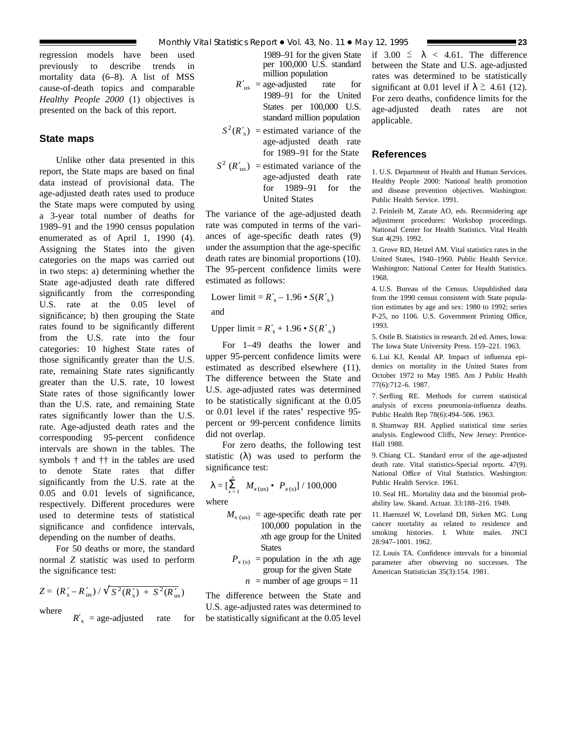regression models have been used previously to describe trends in mortality data (6–8). A list of MSS cause-of-death topics and comparable *Healthy People 2000* (1) objectives is presented on the back of this report.

## State maps

Unlike other data presented in this report, the State maps are based on final data instead of provisional data. The age-adjusted death rates used to produce the State maps were computed by using a 3-year total number of deaths for 1989–91 and the 1990 census population enumerated as of April 1, 1990 (4). Assigning the States into the given categories on the maps was carried out in two steps: a) determining whether the State age-adjusted death rate differed significantly from the corresponding U.S. rate at the 0.05 level of significance; b) then grouping the State rates found to be significantly different from the U.S. rate into the four categories: 10 highest State rates of those significantly greater than the U.S. rate, remaining State rates significantly greater than the U.S. rate, 10 lowest State rates of those significantly lower than the U.S. rate, and remaining State rates significantly lower than the U.S. rate. Age-adjusted death rates and the corresponding 95-percent confidence intervals are shown in the tables. The symbols † and †† in the tables are used to denote State rates that differ significantly from the U.S. rate at the 0.05 and 0.01 levels of significance, respectively. Different procedures were used to determine tests of statistical significance and confidence intervals, depending on the number of deaths.

For 50 deaths or more, the standard normal $Z$ statistic was used to perform the significance test:

$$Z = (R'_s - R'_{us}) / \sqrt{S^2(R'_s) + S^2(R'_{us})}$$

where

$R'_s$ = age-adjusted rate for 1989–91 for the given State per 100,000 U.S. standard million population

$R'_{us}$ = age-adjusted rate for 1989–91 for the United States per 100,000 U.S. standard million population

$S^2(R'_s)$ = estimated variance of the age-adjusted death rate for 1989–91 for the State

$S^2(R'_{us})$ = estimated variance of the age-adjusted death rate for 1989–91 for the United States

The variance of the age-adjusted death rate was computed in terms of the variances of age-specific death rates (9) under the assumption that the age-specific death rates are binomial proportions (10). The 95-percent confidence limits were estimated as follows:

$$\text{Lower limit} = R'_s - 1.96 \cdot S(R'_s)$$

and

$$\text{Upper limit} = R'_s + 1.96 \cdot S(R'_s)$$

For 1–49 deaths the lower and upper 95-percent confidence limits were estimated as described elsewhere (11). The difference between the State and U.S. age-adjusted rates was determined to be statistically significant at the 0.05 or 0.01 level if the rates' respective 95-percent or 99-percent confidence limits did not overlap.

For zero deaths, the following test statistic ($\lambda$) was used to perform the significance test:

$$\lambda = [\sum_{x=1}^{n} M_{x(us)} \cdot P_{x(s)}] / 100{,}000$$

where

$M_{x(us)}$ = age-specific death rate per 100,000 population in the United States for the $x$th age group

$P_{x(s)}$ = population in the $x$th age group for the given State

$n$ = number of age groups = 11

The difference between the State and U.S. age-adjusted rates was determined to be statistically significant at the 0.05 level if $3.00 \leq \lambda < 4.61$. The difference between the State and U.S. age-adjusted rates was determined to be statistically significant at 0.01 level if $\lambda \geq 4.61$ (12). For zero deaths, confidence limits for the age-adjusted death rates are not applicable.

## References

1. U.S. Department of Health and Human Services. Healthy People 2000: National health promotion and disease prevention objectives. Washington: Public Health Service. 1991.

2. Feinleib M, Zarate AO, eds. Reconsidering age adjustment procedures: Workshop proceedings. National Center for Health Statistics. Vital Health Stat 4(29). 1992.

3. Grove RD, Hetzel AM. Vital statistics rates in the United States, 1940–1960. Public Health Service. Washington: National Center for Health Statistics. 1968.

4. U.S. Bureau of the Census. Unpublished data from the 1990 census consistent with State population estimates by age and sex: 1980 to 1992; series P-25, no 1106. U.S. Government Printing Office, 1993.

5. Ostle B. Statistics in research. 2d ed. Ames, Iowa: The Iowa State University Press. 159–221. 1963.

6. Lui KJ, Kendal AP. Impact of influenza epidemics on mortality in the United States from October 1972 to May 1985. Am J Public Health 77(6):712–6. 1987.

7. Serfling RE. Methods for current statistical analysis of excess pneumonia-influenza deaths. Public Health Rep 78(6):494–506. 1963.

8. Shumway RH. Applied statistical time series analysis. Englewood Cliffs, New Jersey: Prentice-Hall 1988.

9. Chiang CL. Standard error of the age-adjusted death rate. Vital statistics-Special reports. 47(9). National Office of Vital Statistics. Washington: Public Health Service. 1961.

10. Seal HL. Mortality data and the binomial probability law. Skand. Actuar. 33:188–216. 1949.

11. Haenszel W, Loveland DB, Sirken MG. Lung cancer mortality as related to residence and smoking histories. I. White males. JNCI 28:947–1001. 1962.

12. Louis TA. Confidence intervals for a binomial parameter after observing no successes. The American Statistician 35(3):154. 1981.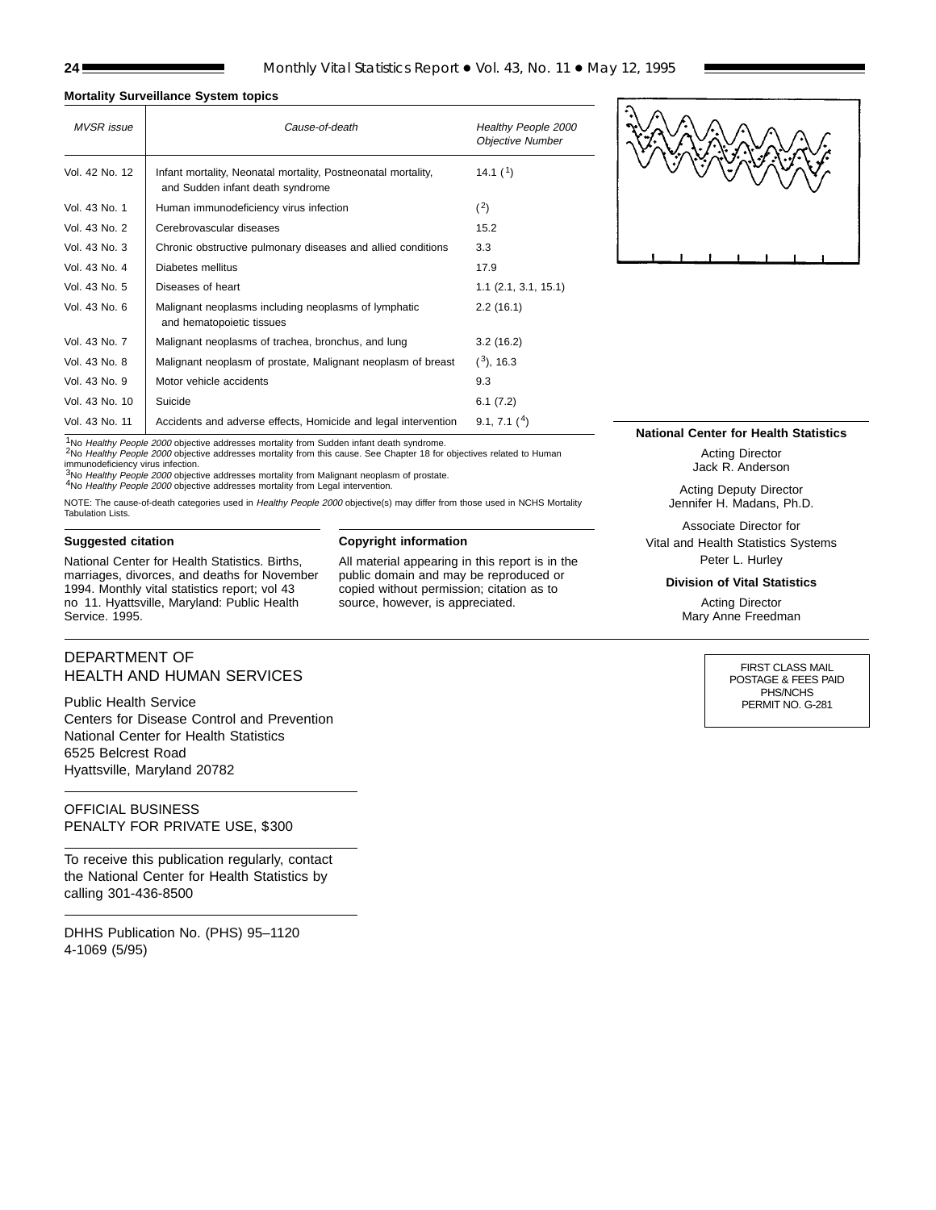**Mortality Surveillance System topics**

| MVSR issue | Cause-of-death | Healthy People 2000 Objective Number |
|---|---|---|
| Vol. 42 No. 12 | Infant mortality, Neonatal mortality, Postneonatal mortality, and Sudden infant death syndrome | 14.1 ([1]) |
| Vol. 43 No. 1 | Human immunodeficiency virus infection | ([2]) |
| Vol. 43 No. 2 | Cerebrovascular diseases | 15.2 |
| Vol. 43 No. 3 | Chronic obstructive pulmonary diseases and allied conditions | 3.3 |
| Vol. 43 No. 4 | Diabetes mellitus | 17.9 |
| Vol. 43 No. 5 | Diseases of heart | 1.1 (2.1, 3.1, 15.1) |
| Vol. 43 No. 6 | Malignant neoplasms including neoplasms of lymphatic and hematopoietic tissues | 2.2 (16.1) |
| Vol. 43 No. 7 | Malignant neoplasms of trachea, bronchus, and lung | 3.2 (16.2) |
| Vol. 43 No. 8 | Malignant neoplasm of prostate, Malignant neoplasm of breast | ([3]), 16.3 |
| Vol. 43 No. 9 | Motor vehicle accidents | 9.3 |
| Vol. 43 No. 10 | Suicide | 6.1 (7.2) |
| Vol. 43 No. 11 | Accidents and adverse effects, Homicide and legal intervention | 9.1, 7.1 ([4]) |

[1]No *Healthy People 2000* objective addresses mortality from Sudden infant death syndrome.
[2]No *Healthy People 2000* objective addresses mortality from this cause. See Chapter 18 for objectives related to Human immunodeficiency virus infection.
[3]No *Healthy People 2000* objective addresses mortality from Malignant neoplasm of prostate.
[4]No *Healthy People 2000* objective addresses mortality from Legal intervention.

NOTE: The cause-of-death categories used in *Healthy People 2000* objective(s) may differ from those used in NCHS Mortality Tabulation Lists.

**Suggested citation**

National Center for Health Statistics. Births, marriages, divorces, and deaths for November 1994. Monthly vital statistics report; vol 43 no 11. Hyattsville, Maryland: Public Health Service. 1995.

**Copyright information**

All material appearing in this report is in the public domain and may be reproduced or copied without permission; citation as to source, however, is appreciated.

**National Center for Health Statistics**

Acting Director
Jack R. Anderson

Acting Deputy Director
Jennifer H. Madans, Ph.D.

Associate Director for
Vital and Health Statistics Systems
Peter L. Hurley

**Division of Vital Statistics**

Acting Director
Mary Anne Freedman

DEPARTMENT OF
HEALTH AND HUMAN SERVICES

Public Health Service
Centers for Disease Control and Prevention
National Center for Health Statistics
6525 Belcrest Road
Hyattsville, Maryland 20782

OFFICIAL BUSINESS
PENALTY FOR PRIVATE USE, $300

To receive this publication regularly, contact the National Center for Health Statistics by calling 301-436-8500

DHHS Publication No. (PHS) 95–1120
4-1069 (5/95)

FIRST CLASS MAIL
POSTAGE & FEES PAID
PHS/NCHS
PERMIT NO. G-281